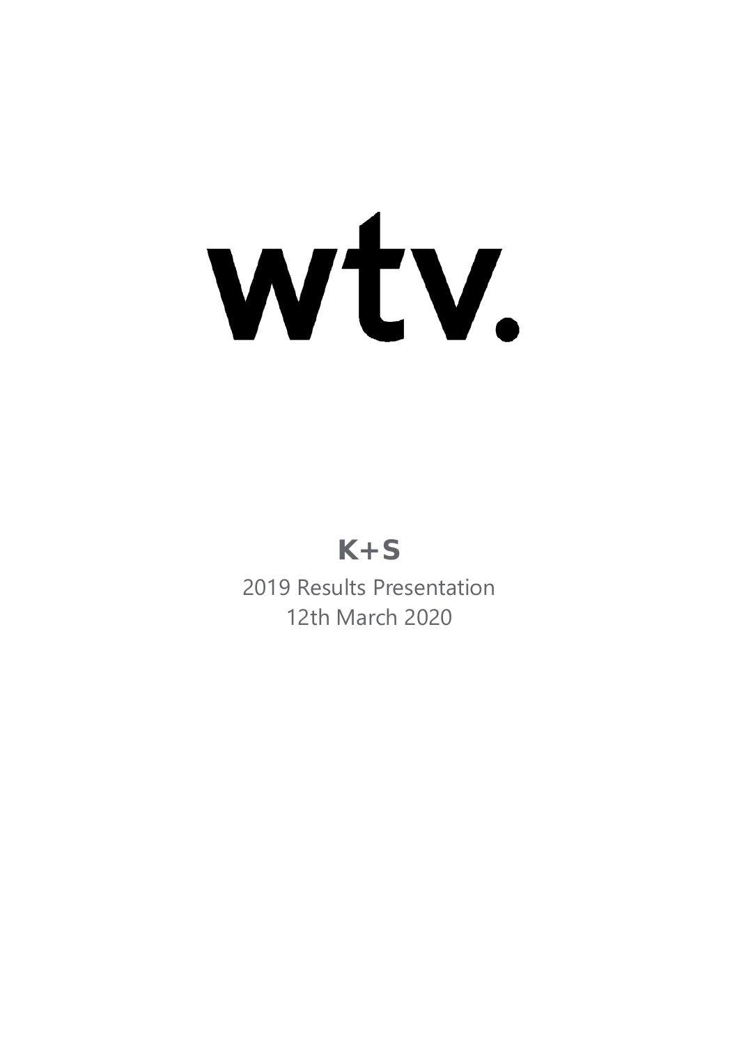# wtv.

**K+S**

2019 Results Presentation
12th March 2020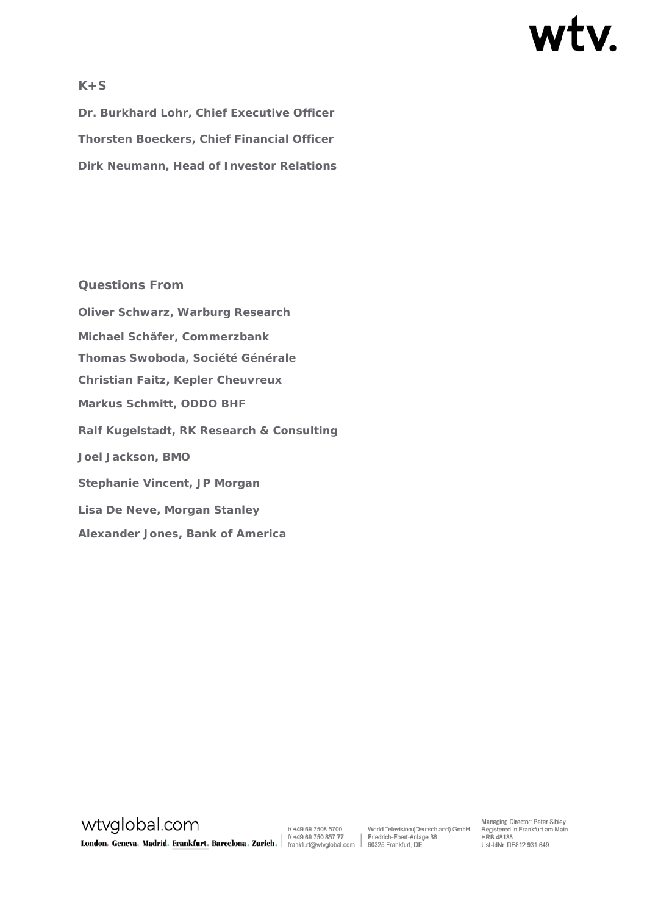**K+S**

**Dr. Burkhard Lohr, Chief Executive Officer**

**Thorsten Boeckers, Chief Financial Officer**

**Dirk Neumann, Head of Investor Relations**

**Questions From**

**Oliver Schwarz, Warburg Research**

**Michael Schäfer, Commerzbank**

**Thomas Swoboda, Société Générale**

**Christian Faitz, Kepler Cheuvreux**

**Markus Schmitt, ODDO BHF**

**Ralf Kugelstadt, RK Research & Consulting**

**Joel Jackson, BMO**

**Stephanie Vincent, JP Morgan**

**Lisa De Neve, Morgan Stanley**

**Alexander Jones, Bank of America**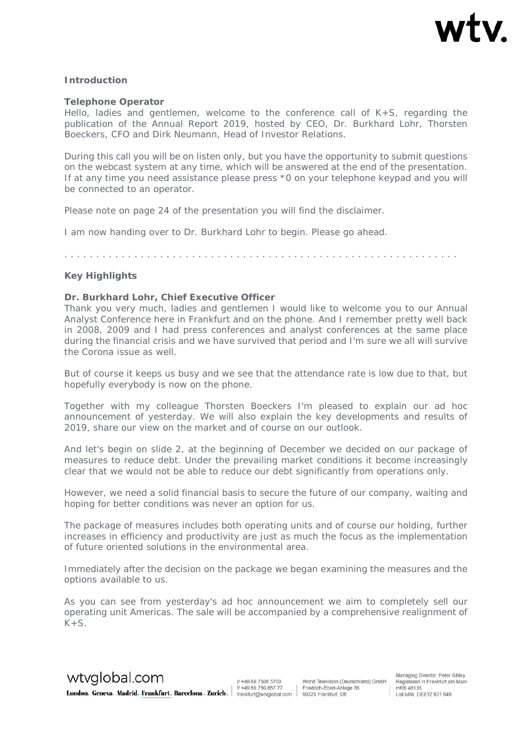### Introduction

**Telephone Operator**

Hello, ladies and gentlemen, welcome to the conference call of K+S, regarding the publication of the Annual Report 2019, hosted by CEO, Dr. Burkhard Lohr, Thorsten Boeckers, CFO and Dirk Neumann, Head of Investor Relations.

During this call you will be on listen only, but you have the opportunity to submit questions on the webcast system at any time, which will be answered at the end of the presentation. If at any time you need assistance please press *0 on your telephone keypad and you will be connected to an operator.

Please note on page 24 of the presentation you will find the disclaimer.

I am now handing over to Dr. Burkhard Lohr to begin. Please go ahead.

. . . . . . . . . . . . . . . . . . . . . . . . . . . . . . . . . . . . . . . . . . . . . . . . . . . . . . . . . . .

### Key Highlights

**Dr. Burkhard Lohr, Chief Executive Officer**

Thank you very much, ladies and gentlemen I would like to welcome you to our Annual Analyst Conference here in Frankfurt and on the phone. And I remember pretty well back in 2008, 2009 and I had press conferences and analyst conferences at the same place during the financial crisis and we have survived that period and I'm sure we all will survive the Corona issue as well.

But of course it keeps us busy and we see that the attendance rate is low due to that, but hopefully everybody is now on the phone.

Together with my colleague Thorsten Boeckers I'm pleased to explain our ad hoc announcement of yesterday. We will also explain the key developments and results of 2019, share our view on the market and of course on our outlook.

And let's begin on slide 2, at the beginning of December we decided on our package of measures to reduce debt. Under the prevailing market conditions it become increasingly clear that we would not be able to reduce our debt significantly from operations only.

However, we need a solid financial basis to secure the future of our company, waiting and hoping for better conditions was never an option for us.

The package of measures includes both operating units and of course our holding, further increases in efficiency and productivity are just as much the focus as the implementation of future oriented solutions in the environmental area.

Immediately after the decision on the package we began examining the measures and the options available to us.

As you can see from yesterday's ad hoc announcement we aim to completely sell our operating unit Americas. The sale will be accompanied by a comprehensive realignment of K+S.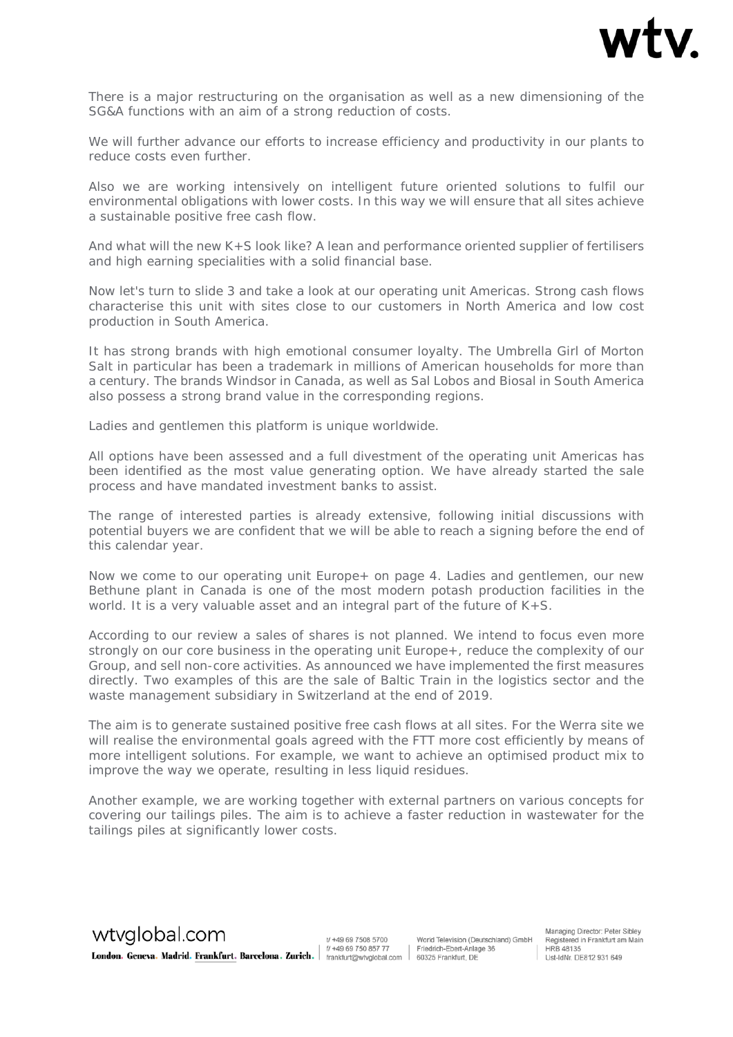There is a major restructuring on the organisation as well as a new dimensioning of the SG&A functions with an aim of a strong reduction of costs.

We will further advance our efforts to increase efficiency and productivity in our plants to reduce costs even further.

Also we are working intensively on intelligent future oriented solutions to fulfil our environmental obligations with lower costs. In this way we will ensure that all sites achieve a sustainable positive free cash flow.

And what will the new K+S look like? A lean and performance oriented supplier of fertilisers and high earning specialities with a solid financial base.

Now let's turn to slide 3 and take a look at our operating unit Americas. Strong cash flows characterise this unit with sites close to our customers in North America and low cost production in South America.

It has strong brands with high emotional consumer loyalty. The Umbrella Girl of Morton Salt in particular has been a trademark in millions of American households for more than a century. The brands Windsor in Canada, as well as Sal Lobos and Biosal in South America also possess a strong brand value in the corresponding regions.

Ladies and gentlemen this platform is unique worldwide.

All options have been assessed and a full divestment of the operating unit Americas has been identified as the most value generating option. We have already started the sale process and have mandated investment banks to assist.

The range of interested parties is already extensive, following initial discussions with potential buyers we are confident that we will be able to reach a signing before the end of this calendar year.

Now we come to our operating unit Europe+ on page 4. Ladies and gentlemen, our new Bethune plant in Canada is one of the most modern potash production facilities in the world. It is a very valuable asset and an integral part of the future of K+S.

According to our review a sales of shares is not planned. We intend to focus even more strongly on our core business in the operating unit Europe+, reduce the complexity of our Group, and sell non-core activities. As announced we have implemented the first measures directly. Two examples of this are the sale of Baltic Train in the logistics sector and the waste management subsidiary in Switzerland at the end of 2019.

The aim is to generate sustained positive free cash flows at all sites. For the Werra site we will realise the environmental goals agreed with the FTT more cost efficiently by means of more intelligent solutions. For example, we want to achieve an optimised product mix to improve the way we operate, resulting in less liquid residues.

Another example, we are working together with external partners on various concepts for covering our tailings piles. The aim is to achieve a faster reduction in wastewater for the tailings piles at significantly lower costs.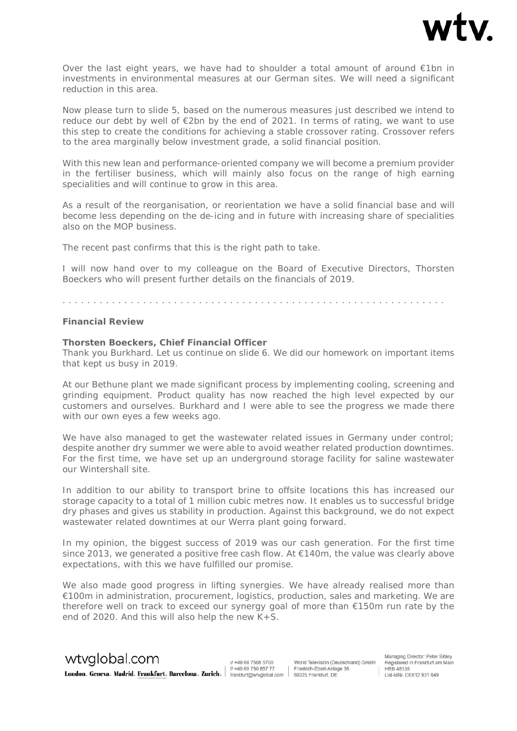Over the last eight years, we have had to shoulder a total amount of around €1bn in investments in environmental measures at our German sites. We will need a significant reduction in this area.

Now please turn to slide 5, based on the numerous measures just described we intend to reduce our debt by well of €2bn by the end of 2021. In terms of rating, we want to use this step to create the conditions for achieving a stable crossover rating. Crossover refers to the area marginally below investment grade, a solid financial position.

With this new lean and performance-oriented company we will become a premium provider in the fertiliser business, which will mainly also focus on the range of high earning specialities and will continue to grow in this area.

As a result of the reorganisation, or reorientation we have a solid financial base and will become less depending on the de-icing and in future with increasing share of specialities also on the MOP business.

The recent past confirms that this is the right path to take.

I will now hand over to my colleague on the Board of Executive Directors, Thorsten Boeckers who will present further details on the financials of 2019.

. . . . . . . . . . . . . . . . . . . . . . . . . . . . . . . . . . . . . . . . . . . . . . . . . . . . . . . . . . . . .

**Financial Review**

**Thorsten Boeckers, Chief Financial Officer**
Thank you Burkhard. Let us continue on slide 6. We did our homework on important items that kept us busy in 2019.

At our Bethune plant we made significant process by implementing cooling, screening and grinding equipment. Product quality has now reached the high level expected by our customers and ourselves. Burkhard and I were able to see the progress we made there with our own eyes a few weeks ago.

We have also managed to get the wastewater related issues in Germany under control; despite another dry summer we were able to avoid weather related production downtimes. For the first time, we have set up an underground storage facility for saline wastewater our Wintershall site.

In addition to our ability to transport brine to offsite locations this has increased our storage capacity to a total of 1 million cubic metres now. It enables us to successful bridge dry phases and gives us stability in production. Against this background, we do not expect wastewater related downtimes at our Werra plant going forward.

In my opinion, the biggest success of 2019 was our cash generation. For the first time since 2013, we generated a positive free cash flow. At €140m, the value was clearly above expectations, with this we have fulfilled our promise.

We also made good progress in lifting synergies. We have already realised more than €100m in administration, procurement, logistics, production, sales and marketing. We are therefore well on track to exceed our synergy goal of more than €150m run rate by the end of 2020. And this will also help the new K+S.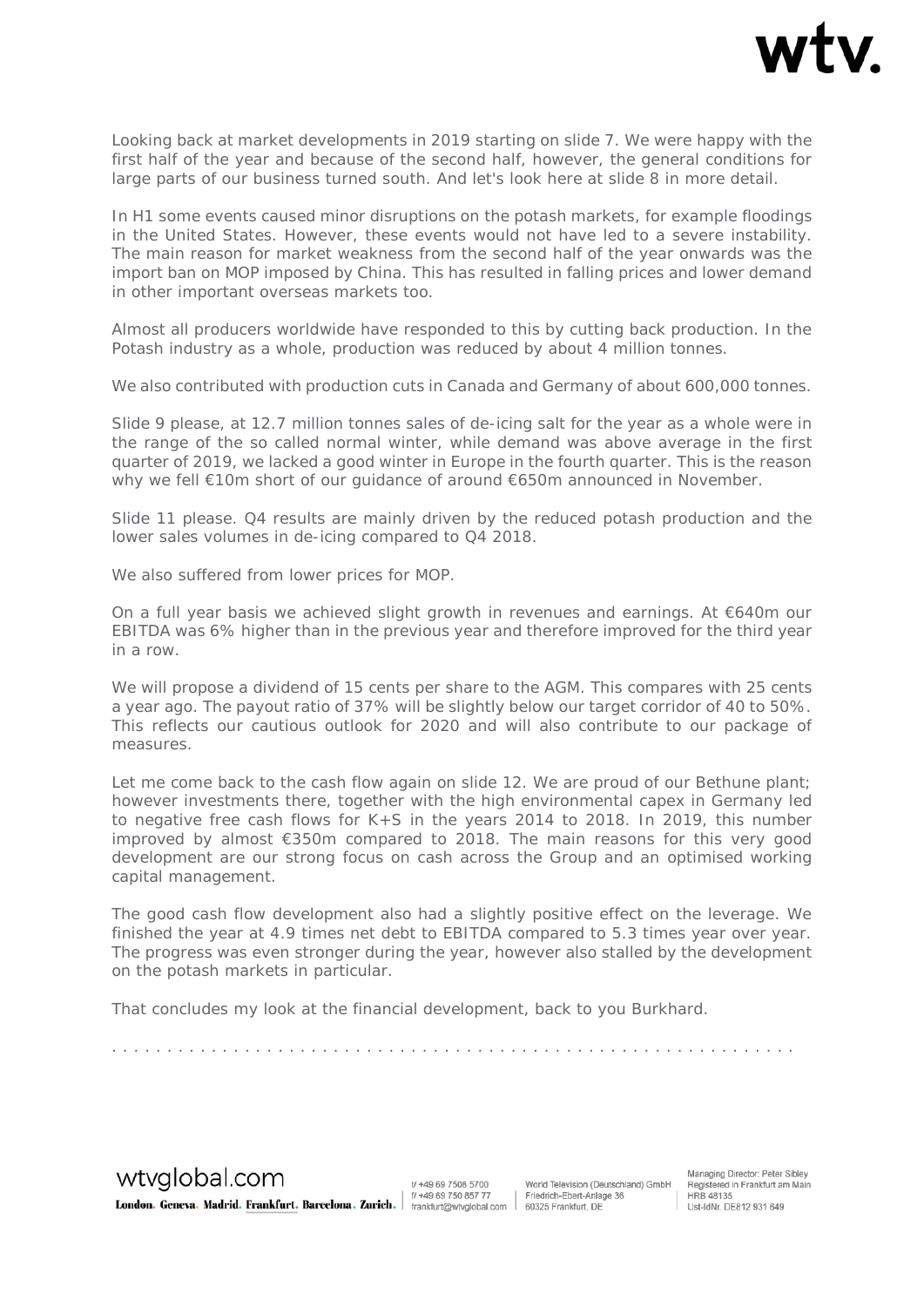Looking back at market developments in 2019 starting on slide 7. We were happy with the first half of the year and because of the second half, however, the general conditions for large parts of our business turned south. And let's look here at slide 8 in more detail.

In H1 some events caused minor disruptions on the potash markets, for example floodings in the United States. However, these events would not have led to a severe instability. The main reason for market weakness from the second half of the year onwards was the import ban on MOP imposed by China. This has resulted in falling prices and lower demand in other important overseas markets too.

Almost all producers worldwide have responded to this by cutting back production. In the Potash industry as a whole, production was reduced by about 4 million tonnes.

We also contributed with production cuts in Canada and Germany of about 600,000 tonnes.

Slide 9 please, at 12.7 million tonnes sales of de-icing salt for the year as a whole were in the range of the so called normal winter, while demand was above average in the first quarter of 2019, we lacked a good winter in Europe in the fourth quarter. This is the reason why we fell €10m short of our guidance of around €650m announced in November.

Slide 11 please. Q4 results are mainly driven by the reduced potash production and the lower sales volumes in de-icing compared to Q4 2018.

We also suffered from lower prices for MOP.

On a full year basis we achieved slight growth in revenues and earnings. At €640m our EBITDA was 6% higher than in the previous year and therefore improved for the third year in a row.

We will propose a dividend of 15 cents per share to the AGM. This compares with 25 cents a year ago. The payout ratio of 37% will be slightly below our target corridor of 40 to 50%. This reflects our cautious outlook for 2020 and will also contribute to our package of measures.

Let me come back to the cash flow again on slide 12. We are proud of our Bethune plant; however investments there, together with the high environmental capex in Germany led to negative free cash flows for K+S in the years 2014 to 2018. In 2019, this number improved by almost €350m compared to 2018. The main reasons for this very good development are our strong focus on cash across the Group and an optimised working capital management.

The good cash flow development also had a slightly positive effect on the leverage. We finished the year at 4.9 times net debt to EBITDA compared to 5.3 times year over year. The progress was even stronger during the year, however also stalled by the development on the potash markets in particular.

That concludes my look at the financial development, back to you Burkhard.

. . . . . . . . . . . . . . . . . . . . . . . . . . . . . . . . . . . . . . . . . . . . . . . . . . . . . . . . . . . . .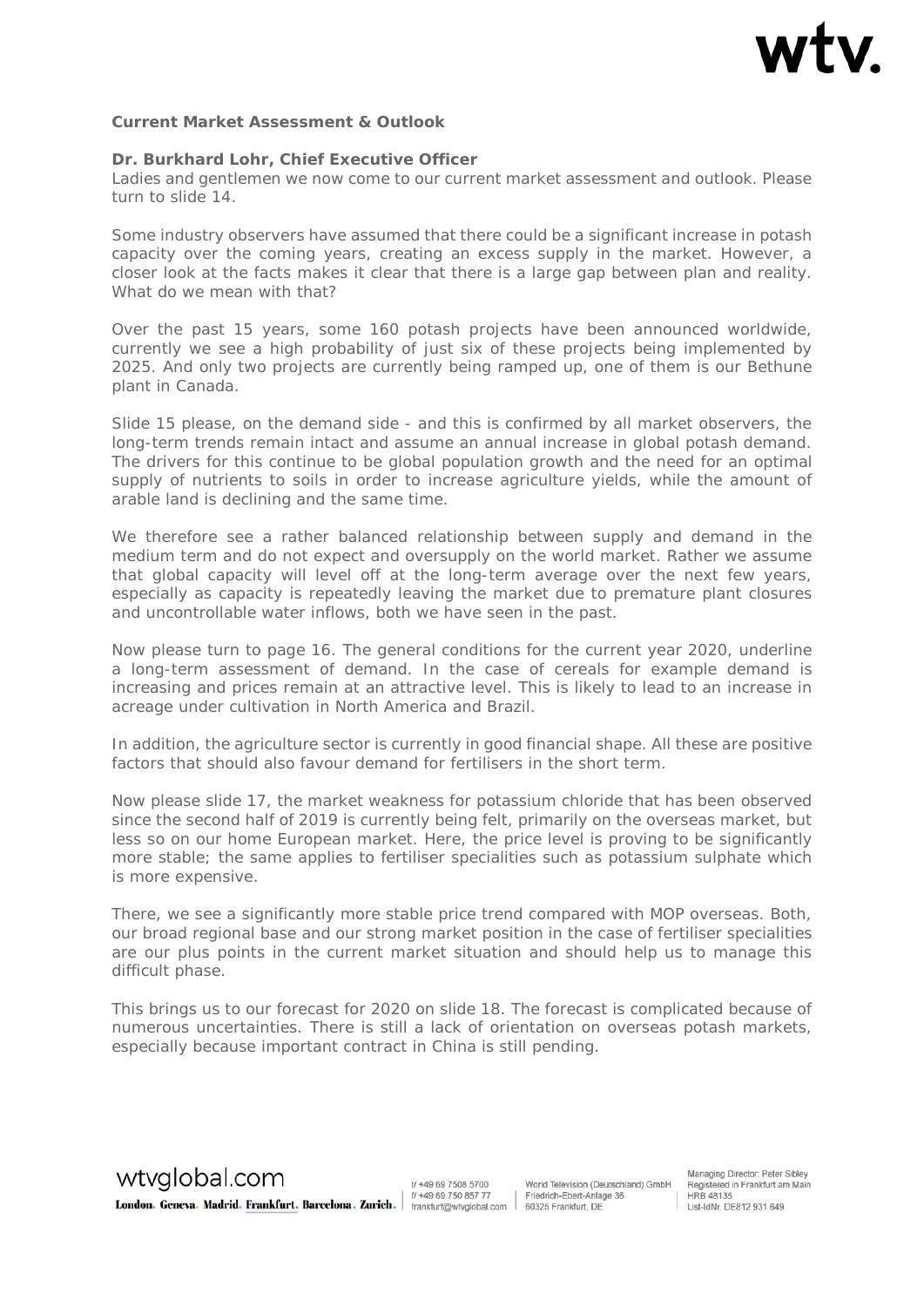**Current Market Assessment & Outlook**

**Dr. Burkhard Lohr, Chief Executive Officer**
Ladies and gentlemen we now come to our current market assessment and outlook. Please turn to slide 14.

Some industry observers have assumed that there could be a significant increase in potash capacity over the coming years, creating an excess supply in the market. However, a closer look at the facts makes it clear that there is a large gap between plan and reality. What do we mean with that?

Over the past 15 years, some 160 potash projects have been announced worldwide, currently we see a high probability of just six of these projects being implemented by 2025. And only two projects are currently being ramped up, one of them is our Bethune plant in Canada.

Slide 15 please, on the demand side - and this is confirmed by all market observers, the long-term trends remain intact and assume an annual increase in global potash demand. The drivers for this continue to be global population growth and the need for an optimal supply of nutrients to soils in order to increase agriculture yields, while the amount of arable land is declining and the same time.

We therefore see a rather balanced relationship between supply and demand in the medium term and do not expect and oversupply on the world market. Rather we assume that global capacity will level off at the long-term average over the next few years, especially as capacity is repeatedly leaving the market due to premature plant closures and uncontrollable water inflows, both we have seen in the past.

Now please turn to page 16. The general conditions for the current year 2020, underline a long-term assessment of demand. In the case of cereals for example demand is increasing and prices remain at an attractive level. This is likely to lead to an increase in acreage under cultivation in North America and Brazil.

In addition, the agriculture sector is currently in good financial shape. All these are positive factors that should also favour demand for fertilisers in the short term.

Now please slide 17, the market weakness for potassium chloride that has been observed since the second half of 2019 is currently being felt, primarily on the overseas market, but less so on our home European market. Here, the price level is proving to be significantly more stable; the same applies to fertiliser specialities such as potassium sulphate which is more expensive.

There, we see a significantly more stable price trend compared with MOP overseas. Both, our broad regional base and our strong market position in the case of fertiliser specialities are our plus points in the current market situation and should help us to manage this difficult phase.

This brings us to our forecast for 2020 on slide 18. The forecast is complicated because of numerous uncertainties. There is still a lack of orientation on overseas potash markets, especially because important contract in China is still pending.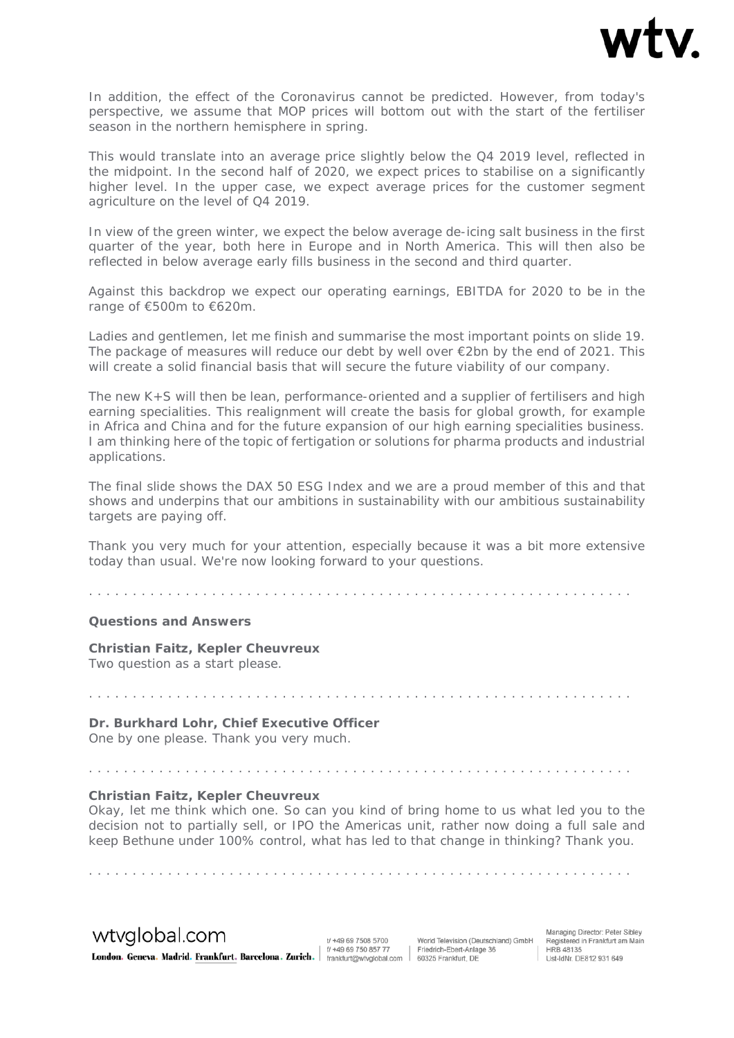In addition, the effect of the Coronavirus cannot be predicted. However, from today's perspective, we assume that MOP prices will bottom out with the start of the fertiliser season in the northern hemisphere in spring.

This would translate into an average price slightly below the Q4 2019 level, reflected in the midpoint. In the second half of 2020, we expect prices to stabilise on a significantly higher level. In the upper case, we expect average prices for the customer segment agriculture on the level of Q4 2019.

In view of the green winter, we expect the below average de-icing salt business in the first quarter of the year, both here in Europe and in North America. This will then also be reflected in below average early fills business in the second and third quarter.

Against this backdrop we expect our operating earnings, EBITDA for 2020 to be in the range of €500m to €620m.

Ladies and gentlemen, let me finish and summarise the most important points on slide 19. The package of measures will reduce our debt by well over €2bn by the end of 2021. This will create a solid financial basis that will secure the future viability of our company.

The new K+S will then be lean, performance-oriented and a supplier of fertilisers and high earning specialities. This realignment will create the basis for global growth, for example in Africa and China and for the future expansion of our high earning specialities business. I am thinking here of the topic of fertigation or solutions for pharma products and industrial applications.

The final slide shows the DAX 50 ESG Index and we are a proud member of this and that shows and underpins that our ambitions in sustainability with our ambitious sustainability targets are paying off.

Thank you very much for your attention, especially because it was a bit more extensive today than usual. We're now looking forward to your questions.

. . . . . . . . . . . . . . . . . . . . . . . . . . . . . . . . . . . . . . . . . . . . . . . . . . . . . . . . . . . .

**Questions and Answers**

**Christian Faitz, Kepler Cheuvreux**
Two question as a start please.

. . . . . . . . . . . . . . . . . . . . . . . . . . . . . . . . . . . . . . . . . . . . . . . . . . . . . . . . . . . .

**Dr. Burkhard Lohr, Chief Executive Officer**
One by one please. Thank you very much.

. . . . . . . . . . . . . . . . . . . . . . . . . . . . . . . . . . . . . . . . . . . . . . . . . . . . . . . . . . . .

**Christian Faitz, Kepler Cheuvreux**
Okay, let me think which one. So can you kind of bring home to us what led you to the decision not to partially sell, or IPO the Americas unit, rather now doing a full sale and keep Bethune under 100% control, what has led to that change in thinking? Thank you.

. . . . . . . . . . . . . . . . . . . . . . . . . . . . . . . . . . . . . . . . . . . . . . . . . . . . . . . . . . . .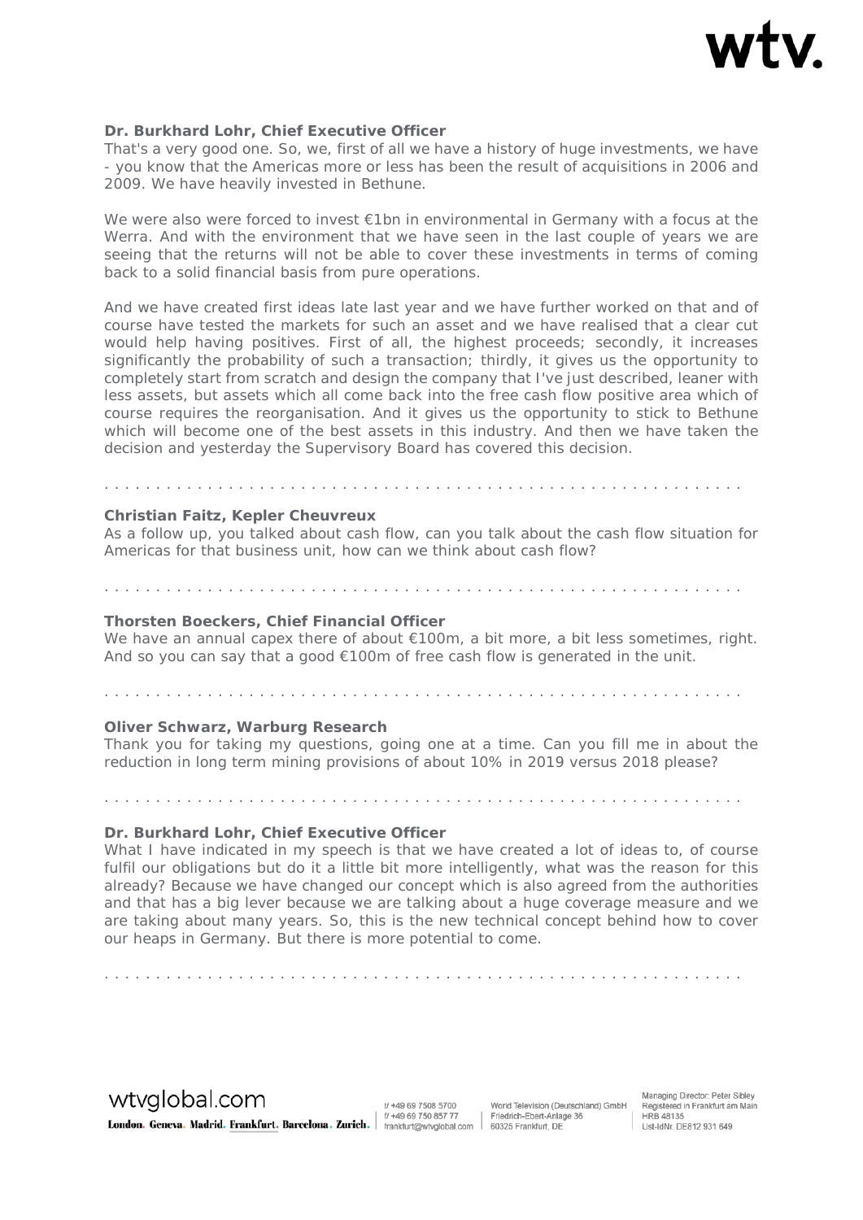**Dr. Burkhard Lohr, Chief Executive Officer**

That's a very good one. So, we, first of all we have a history of huge investments, we have - you know that the Americas more or less has been the result of acquisitions in 2006 and 2009. We have heavily invested in Bethune.

We were also were forced to invest €1bn in environmental in Germany with a focus at the Werra. And with the environment that we have seen in the last couple of years we are seeing that the returns will not be able to cover these investments in terms of coming back to a solid financial basis from pure operations.

And we have created first ideas late last year and we have further worked on that and of course have tested the markets for such an asset and we have realised that a clear cut would help having positives. First of all, the highest proceeds; secondly, it increases significantly the probability of such a transaction; thirdly, it gives us the opportunity to completely start from scratch and design the company that I've just described, leaner with less assets, but assets which all come back into the free cash flow positive area which of course requires the reorganisation. And it gives us the opportunity to stick to Bethune which will become one of the best assets in this industry. And then we have taken the decision and yesterday the Supervisory Board has covered this decision.

. . . . . . . . . . . . . . . . . . . . . . . . . . . . . . . . . . . . . . . . . . . . . . . . . . . . . . . . . . . .

**Christian Faitz, Kepler Cheuvreux**

As a follow up, you talked about cash flow, can you talk about the cash flow situation for Americas for that business unit, how can we think about cash flow?

. . . . . . . . . . . . . . . . . . . . . . . . . . . . . . . . . . . . . . . . . . . . . . . . . . . . . . . . . . . .

**Thorsten Boeckers, Chief Financial Officer**

We have an annual capex there of about €100m, a bit more, a bit less sometimes, right. And so you can say that a good €100m of free cash flow is generated in the unit.

. . . . . . . . . . . . . . . . . . . . . . . . . . . . . . . . . . . . . . . . . . . . . . . . . . . . . . . . . . . .

**Oliver Schwarz, Warburg Research**

Thank you for taking my questions, going one at a time. Can you fill me in about the reduction in long term mining provisions of about 10% in 2019 versus 2018 please?

. . . . . . . . . . . . . . . . . . . . . . . . . . . . . . . . . . . . . . . . . . . . . . . . . . . . . . . . . . . .

**Dr. Burkhard Lohr, Chief Executive Officer**

What I have indicated in my speech is that we have created a lot of ideas to, of course fulfil our obligations but do it a little bit more intelligently, what was the reason for this already? Because we have changed our concept which is also agreed from the authorities and that has a big lever because we are talking about a huge coverage measure and we are taking about many years. So, this is the new technical concept behind how to cover our heaps in Germany. But there is more potential to come.

. . . . . . . . . . . . . . . . . . . . . . . . . . . . . . . . . . . . . . . . . . . . . . . . . . . . . . . . . . . .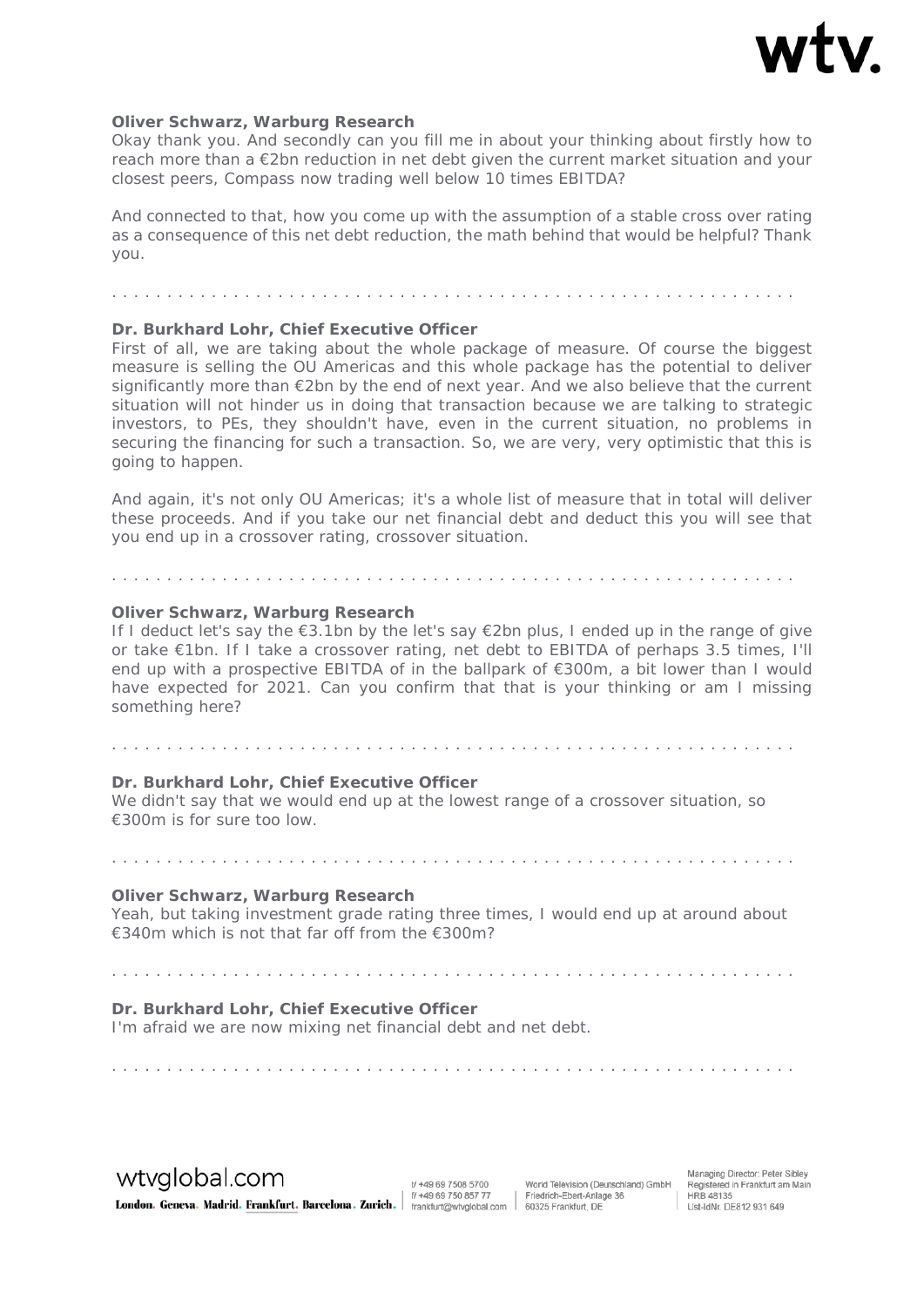**Oliver Schwarz, Warburg Research**

Okay thank you. And secondly can you fill me in about your thinking about firstly how to reach more than a €2bn reduction in net debt given the current market situation and your closest peers, Compass now trading well below 10 times EBITDA?

And connected to that, how you come up with the assumption of a stable cross over rating as a consequence of this net debt reduction, the math behind that would be helpful? Thank you.

. . . . . . . . . . . . . . . . . . . . . . . . . . . . . . . . . . . . . . . . . . . . . . . . . . . . . . . . . . .

**Dr. Burkhard Lohr, Chief Executive Officer**

First of all, we are taking about the whole package of measure. Of course the biggest measure is selling the OU Americas and this whole package has the potential to deliver significantly more than €2bn by the end of next year. And we also believe that the current situation will not hinder us in doing that transaction because we are talking to strategic investors, to PEs, they shouldn't have, even in the current situation, no problems in securing the financing for such a transaction. So, we are very, very optimistic that this is going to happen.

And again, it's not only OU Americas; it's a whole list of measure that in total will deliver these proceeds. And if you take our net financial debt and deduct this you will see that you end up in a crossover rating, crossover situation.

. . . . . . . . . . . . . . . . . . . . . . . . . . . . . . . . . . . . . . . . . . . . . . . . . . . . . . . . . . .

**Oliver Schwarz, Warburg Research**

If I deduct let's say the €3.1bn by the let's say €2bn plus, I ended up in the range of give or take €1bn. If I take a crossover rating, net debt to EBITDA of perhaps 3.5 times, I'll end up with a prospective EBITDA of in the ballpark of €300m, a bit lower than I would have expected for 2021. Can you confirm that that is your thinking or am I missing something here?

. . . . . . . . . . . . . . . . . . . . . . . . . . . . . . . . . . . . . . . . . . . . . . . . . . . . . . . . . . .

**Dr. Burkhard Lohr, Chief Executive Officer**

We didn't say that we would end up at the lowest range of a crossover situation, so €300m is for sure too low.

. . . . . . . . . . . . . . . . . . . . . . . . . . . . . . . . . . . . . . . . . . . . . . . . . . . . . . . . . . .

**Oliver Schwarz, Warburg Research**

Yeah, but taking investment grade rating three times, I would end up at around about €340m which is not that far off from the €300m?

. . . . . . . . . . . . . . . . . . . . . . . . . . . . . . . . . . . . . . . . . . . . . . . . . . . . . . . . . . .

**Dr. Burkhard Lohr, Chief Executive Officer**

I'm afraid we are now mixing net financial debt and net debt.

. . . . . . . . . . . . . . . . . . . . . . . . . . . . . . . . . . . . . . . . . . . . . . . . . . . . . . . . . . .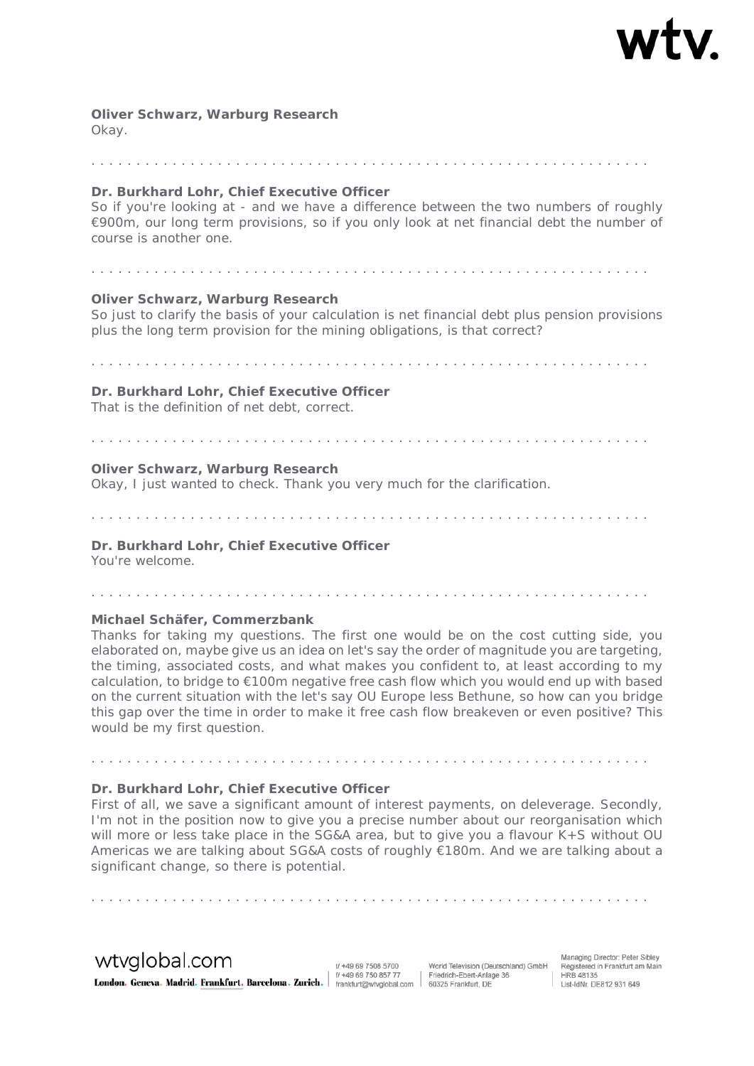**Oliver Schwarz, Warburg Research**
Okay.

. . . . . . . . . . . . . . . . . . . . . . . . . . . . . . . . . . . . . . . . . . . . . . . . . . . . . . . . . . . . .

**Dr. Burkhard Lohr, Chief Executive Officer**
So if you're looking at - and we have a difference between the two numbers of roughly €900m, our long term provisions, so if you only look at net financial debt the number of course is another one.

. . . . . . . . . . . . . . . . . . . . . . . . . . . . . . . . . . . . . . . . . . . . . . . . . . . . . . . . . . . . .

**Oliver Schwarz, Warburg Research**
So just to clarify the basis of your calculation is net financial debt plus pension provisions plus the long term provision for the mining obligations, is that correct?

. . . . . . . . . . . . . . . . . . . . . . . . . . . . . . . . . . . . . . . . . . . . . . . . . . . . . . . . . . . . .

**Dr. Burkhard Lohr, Chief Executive Officer**
That is the definition of net debt, correct.

. . . . . . . . . . . . . . . . . . . . . . . . . . . . . . . . . . . . . . . . . . . . . . . . . . . . . . . . . . . . .

**Oliver Schwarz, Warburg Research**
Okay, I just wanted to check. Thank you very much for the clarification.

. . . . . . . . . . . . . . . . . . . . . . . . . . . . . . . . . . . . . . . . . . . . . . . . . . . . . . . . . . . . .

**Dr. Burkhard Lohr, Chief Executive Officer**
You're welcome.

. . . . . . . . . . . . . . . . . . . . . . . . . . . . . . . . . . . . . . . . . . . . . . . . . . . . . . . . . . . . .

**Michael Schäfer, Commerzbank**
Thanks for taking my questions. The first one would be on the cost cutting side, you elaborated on, maybe give us an idea on let's say the order of magnitude you are targeting, the timing, associated costs, and what makes you confident to, at least according to my calculation, to bridge to €100m negative free cash flow which you would end up with based on the current situation with the let's say OU Europe less Bethune, so how can you bridge this gap over the time in order to make it free cash flow breakeven or even positive? This would be my first question.

. . . . . . . . . . . . . . . . . . . . . . . . . . . . . . . . . . . . . . . . . . . . . . . . . . . . . . . . . . . . .

**Dr. Burkhard Lohr, Chief Executive Officer**
First of all, we save a significant amount of interest payments, on deleverage. Secondly, I'm not in the position now to give you a precise number about our reorganisation which will more or less take place in the SG&A area, but to give you a flavour K+S without OU Americas we are talking about SG&A costs of roughly €180m. And we are talking about a significant change, so there is potential.

. . . . . . . . . . . . . . . . . . . . . . . . . . . . . . . . . . . . . . . . . . . . . . . . . . . . . . . . . . . . .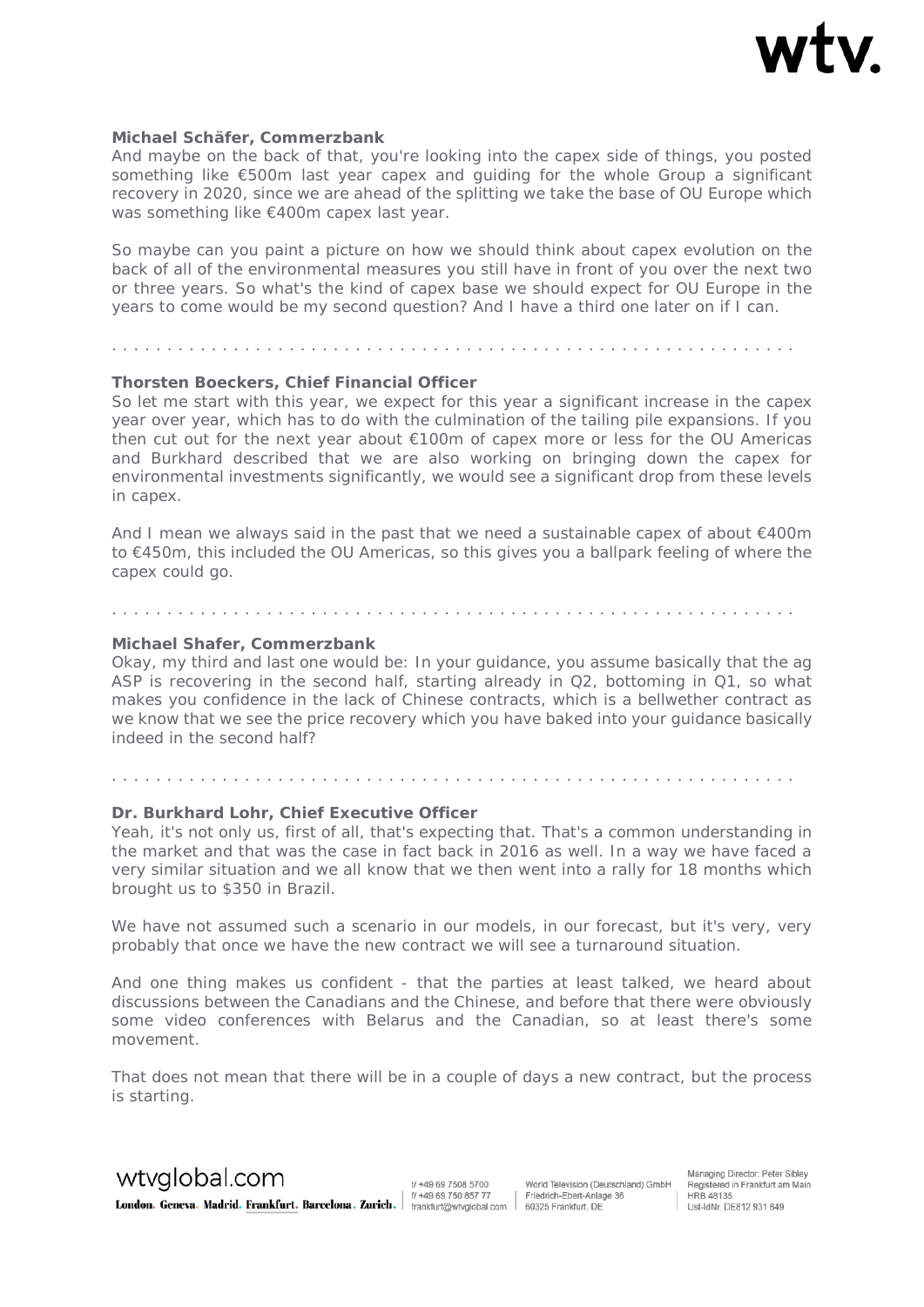**Michael Schäfer, Commerzbank**

And maybe on the back of that, you're looking into the capex side of things, you posted something like €500m last year capex and guiding for the whole Group a significant recovery in 2020, since we are ahead of the splitting we take the base of OU Europe which was something like €400m capex last year.

So maybe can you paint a picture on how we should think about capex evolution on the back of all of the environmental measures you still have in front of you over the next two or three years. So what's the kind of capex base we should expect for OU Europe in the years to come would be my second question? And I have a third one later on if I can.

. . . . . . . . . . . . . . . . . . . . . . . . . . . . . . . . . . . . . . . . . . . . . . . . . . . . . . . . . . . .

**Thorsten Boeckers, Chief Financial Officer**

So let me start with this year, we expect for this year a significant increase in the capex year over year, which has to do with the culmination of the tailing pile expansions. If you then cut out for the next year about €100m of capex more or less for the OU Americas and Burkhard described that we are also working on bringing down the capex for environmental investments significantly, we would see a significant drop from these levels in capex.

And I mean we always said in the past that we need a sustainable capex of about €400m to €450m, this included the OU Americas, so this gives you a ballpark feeling of where the capex could go.

. . . . . . . . . . . . . . . . . . . . . . . . . . . . . . . . . . . . . . . . . . . . . . . . . . . . . . . . . . . .

**Michael Shafer, Commerzbank**

Okay, my third and last one would be: In your guidance, you assume basically that the ag ASP is recovering in the second half, starting already in Q2, bottoming in Q1, so what makes you confidence in the lack of Chinese contracts, which is a bellwether contract as we know that we see the price recovery which you have baked into your guidance basically indeed in the second half?

. . . . . . . . . . . . . . . . . . . . . . . . . . . . . . . . . . . . . . . . . . . . . . . . . . . . . . . . . . . .

**Dr. Burkhard Lohr, Chief Executive Officer**

Yeah, it's not only us, first of all, that's expecting that. That's a common understanding in the market and that was the case in fact back in 2016 as well. In a way we have faced a very similar situation and we all know that we then went into a rally for 18 months which brought us to $350 in Brazil.

We have not assumed such a scenario in our models, in our forecast, but it's very, very probably that once we have the new contract we will see a turnaround situation.

And one thing makes us confident - that the parties at least talked, we heard about discussions between the Canadians and the Chinese, and before that there were obviously some video conferences with Belarus and the Canadian, so at least there's some movement.

That does not mean that there will be in a couple of days a new contract, but the process is starting.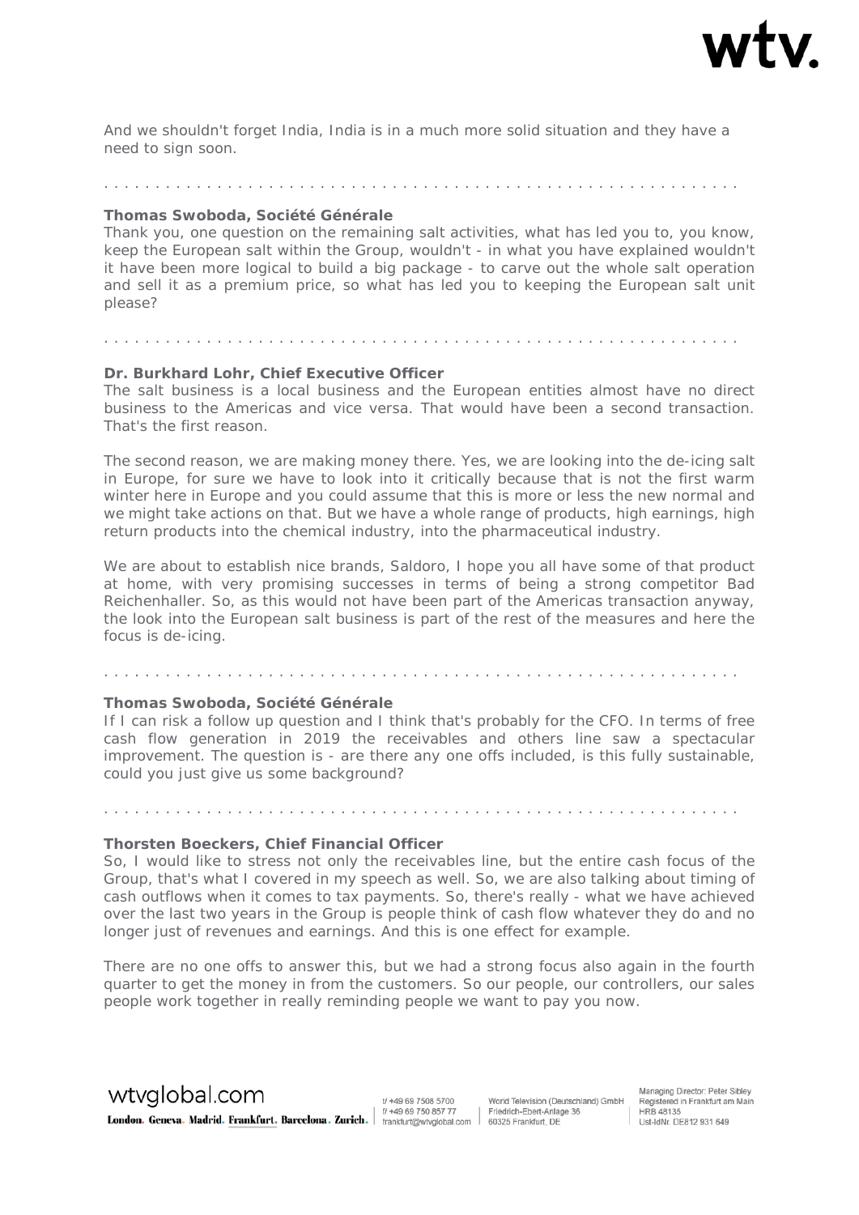And we shouldn't forget India, India is in a much more solid situation and they have a need to sign soon.

. . . . . . . . . . . . . . . . . . . . . . . . . . . . . . . . . . . . . . . . . . . . . . . . . . . . . . . . . . . . .

**Thomas Swoboda, Société Générale**

Thank you, one question on the remaining salt activities, what has led you to, you know, keep the European salt within the Group, wouldn't - in what you have explained wouldn't it have been more logical to build a big package - to carve out the whole salt operation and sell it as a premium price, so what has led you to keeping the European salt unit please?

. . . . . . . . . . . . . . . . . . . . . . . . . . . . . . . . . . . . . . . . . . . . . . . . . . . . . . . . . . . . .

**Dr. Burkhard Lohr, Chief Executive Officer**

The salt business is a local business and the European entities almost have no direct business to the Americas and vice versa. That would have been a second transaction. That's the first reason.

The second reason, we are making money there. Yes, we are looking into the de-icing salt in Europe, for sure we have to look into it critically because that is not the first warm winter here in Europe and you could assume that this is more or less the new normal and we might take actions on that. But we have a whole range of products, high earnings, high return products into the chemical industry, into the pharmaceutical industry.

We are about to establish nice brands, Saldoro, I hope you all have some of that product at home, with very promising successes in terms of being a strong competitor Bad Reichenhaller. So, as this would not have been part of the Americas transaction anyway, the look into the European salt business is part of the rest of the measures and here the focus is de-icing.

. . . . . . . . . . . . . . . . . . . . . . . . . . . . . . . . . . . . . . . . . . . . . . . . . . . . . . . . . . . . .

**Thomas Swoboda, Société Générale**

If I can risk a follow up question and I think that's probably for the CFO. In terms of free cash flow generation in 2019 the receivables and others line saw a spectacular improvement. The question is - are there any one offs included, is this fully sustainable, could you just give us some background?

. . . . . . . . . . . . . . . . . . . . . . . . . . . . . . . . . . . . . . . . . . . . . . . . . . . . . . . . . . . . .

**Thorsten Boeckers, Chief Financial Officer**

So, I would like to stress not only the receivables line, but the entire cash focus of the Group, that's what I covered in my speech as well. So, we are also talking about timing of cash outflows when it comes to tax payments. So, there's really - what we have achieved over the last two years in the Group is people think of cash flow whatever they do and no longer just of revenues and earnings. And this is one effect for example.

There are no one offs to answer this, but we had a strong focus also again in the fourth quarter to get the money in from the customers. So our people, our controllers, our sales people work together in really reminding people we want to pay you now.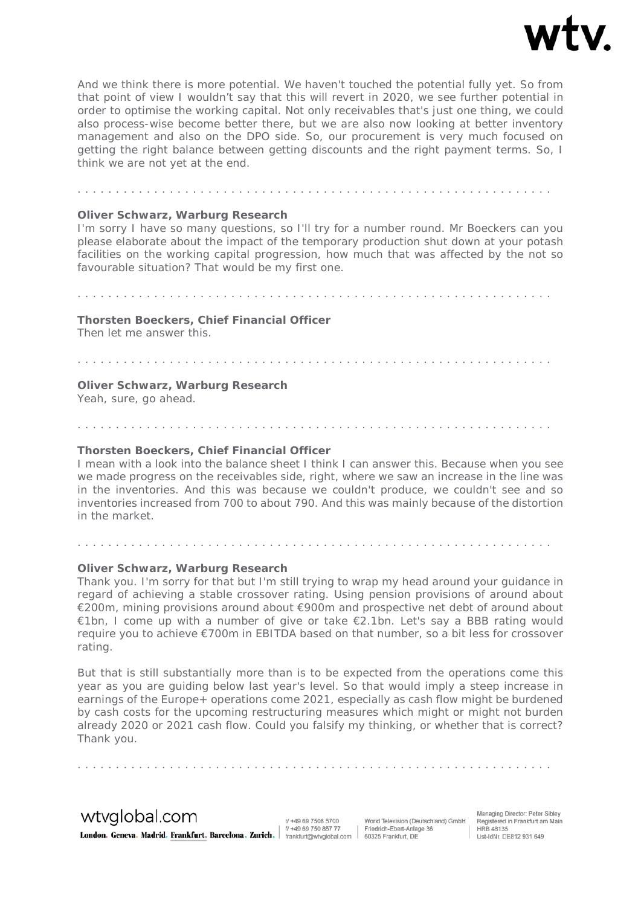And we think there is more potential. We haven't touched the potential fully yet. So from that point of view I wouldn't say that this will revert in 2020, we see further potential in order to optimise the working capital. Not only receivables that's just one thing, we could also process-wise become better there, but we are also now looking at better inventory management and also on the DPO side. So, our procurement is very much focused on getting the right balance between getting discounts and the right payment terms. So, I think we are not yet at the end.

. . . . . . . . . . . . . . . . . . . . . . . . . . . . . . . . . . . . . . . . . . . . . . . . . . . . . . . . . . . . .

**Oliver Schwarz, Warburg Research**
I'm sorry I have so many questions, so I'll try for a number round. Mr Boeckers can you please elaborate about the impact of the temporary production shut down at your potash facilities on the working capital progression, how much that was affected by the not so favourable situation? That would be my first one.

. . . . . . . . . . . . . . . . . . . . . . . . . . . . . . . . . . . . . . . . . . . . . . . . . . . . . . . . . . . . .

**Thorsten Boeckers, Chief Financial Officer**
Then let me answer this.

. . . . . . . . . . . . . . . . . . . . . . . . . . . . . . . . . . . . . . . . . . . . . . . . . . . . . . . . . . . . .

**Oliver Schwarz, Warburg Research**
Yeah, sure, go ahead.

. . . . . . . . . . . . . . . . . . . . . . . . . . . . . . . . . . . . . . . . . . . . . . . . . . . . . . . . . . . . .

**Thorsten Boeckers, Chief Financial Officer**
I mean with a look into the balance sheet I think I can answer this. Because when you see we made progress on the receivables side, right, where we saw an increase in the line was in the inventories. And this was because we couldn't produce, we couldn't see and so inventories increased from 700 to about 790. And this was mainly because of the distortion in the market.

. . . . . . . . . . . . . . . . . . . . . . . . . . . . . . . . . . . . . . . . . . . . . . . . . . . . . . . . . . . . .

**Oliver Schwarz, Warburg Research**
Thank you. I'm sorry for that but I'm still trying to wrap my head around your guidance in regard of achieving a stable crossover rating. Using pension provisions of around about €200m, mining provisions around about €900m and prospective net debt of around about €1bn, I come up with a number of give or take €2.1bn. Let's say a BBB rating would require you to achieve €700m in EBITDA based on that number, so a bit less for crossover rating.

But that is still substantially more than is to be expected from the operations come this year as you are guiding below last year's level. So that would imply a steep increase in earnings of the Europe+ operations come 2021, especially as cash flow might be burdened by cash costs for the upcoming restructuring measures which might or might not burden already 2020 or 2021 cash flow. Could you falsify my thinking, or whether that is correct? Thank you.

. . . . . . . . . . . . . . . . . . . . . . . . . . . . . . . . . . . . . . . . . . . . . . . . . . . . . . . . . . . . .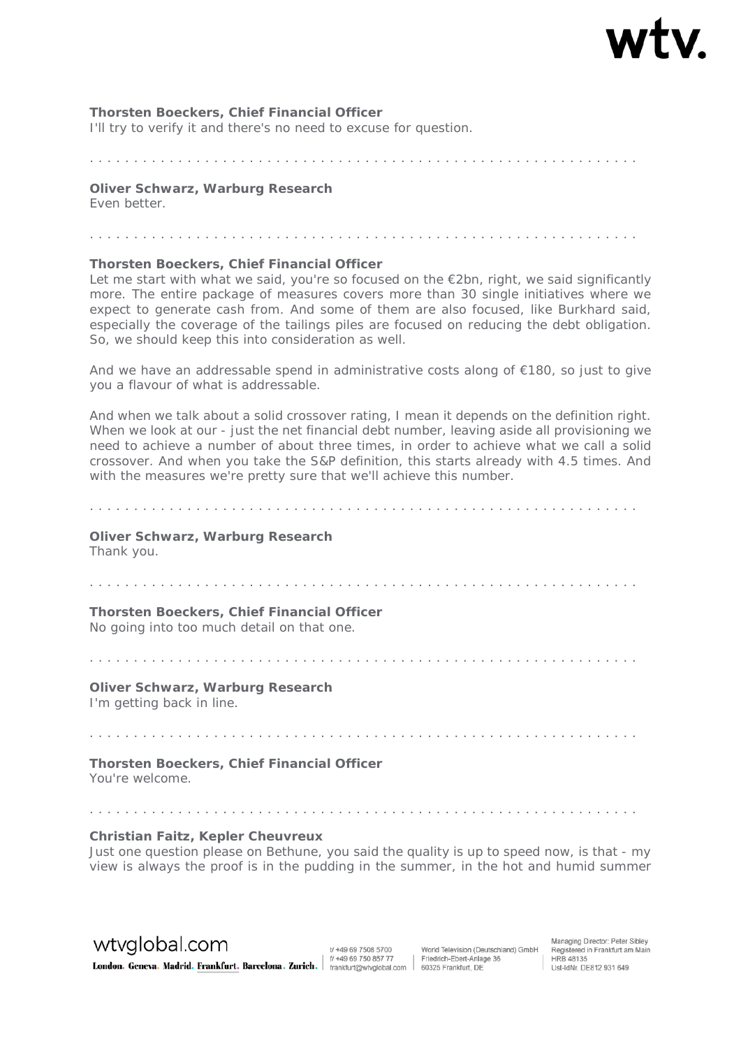**Thorsten Boeckers, Chief Financial Officer**
I'll try to verify it and there's no need to excuse for question.

. . . . . . . . . . . . . . . . . . . . . . . . . . . . . . . . . . . . . . . . . . . . . . . . . . . . . . . . . . . .

**Oliver Schwarz, Warburg Research**
Even better.

. . . . . . . . . . . . . . . . . . . . . . . . . . . . . . . . . . . . . . . . . . . . . . . . . . . . . . . . . . . .

**Thorsten Boeckers, Chief Financial Officer**
Let me start with what we said, you're so focused on the €2bn, right, we said significantly more. The entire package of measures covers more than 30 single initiatives where we expect to generate cash from. And some of them are also focused, like Burkhard said, especially the coverage of the tailings piles are focused on reducing the debt obligation. So, we should keep this into consideration as well.

And we have an addressable spend in administrative costs along of €180, so just to give you a flavour of what is addressable.

And when we talk about a solid crossover rating, I mean it depends on the definition right. When we look at our - just the net financial debt number, leaving aside all provisioning we need to achieve a number of about three times, in order to achieve what we call a solid crossover. And when you take the S&P definition, this starts already with 4.5 times. And with the measures we're pretty sure that we'll achieve this number.

. . . . . . . . . . . . . . . . . . . . . . . . . . . . . . . . . . . . . . . . . . . . . . . . . . . . . . . . . . . .

**Oliver Schwarz, Warburg Research**
Thank you.

. . . . . . . . . . . . . . . . . . . . . . . . . . . . . . . . . . . . . . . . . . . . . . . . . . . . . . . . . . . .

**Thorsten Boeckers, Chief Financial Officer**
No going into too much detail on that one.

. . . . . . . . . . . . . . . . . . . . . . . . . . . . . . . . . . . . . . . . . . . . . . . . . . . . . . . . . . . .

**Oliver Schwarz, Warburg Research**
I'm getting back in line.

. . . . . . . . . . . . . . . . . . . . . . . . . . . . . . . . . . . . . . . . . . . . . . . . . . . . . . . . . . . .

**Thorsten Boeckers, Chief Financial Officer**
You're welcome.

. . . . . . . . . . . . . . . . . . . . . . . . . . . . . . . . . . . . . . . . . . . . . . . . . . . . . . . . . . . .

**Christian Faitz, Kepler Cheuvreux**
Just one question please on Bethune, you said the quality is up to speed now, is that - my view is always the proof is in the pudding in the summer, in the hot and humid summer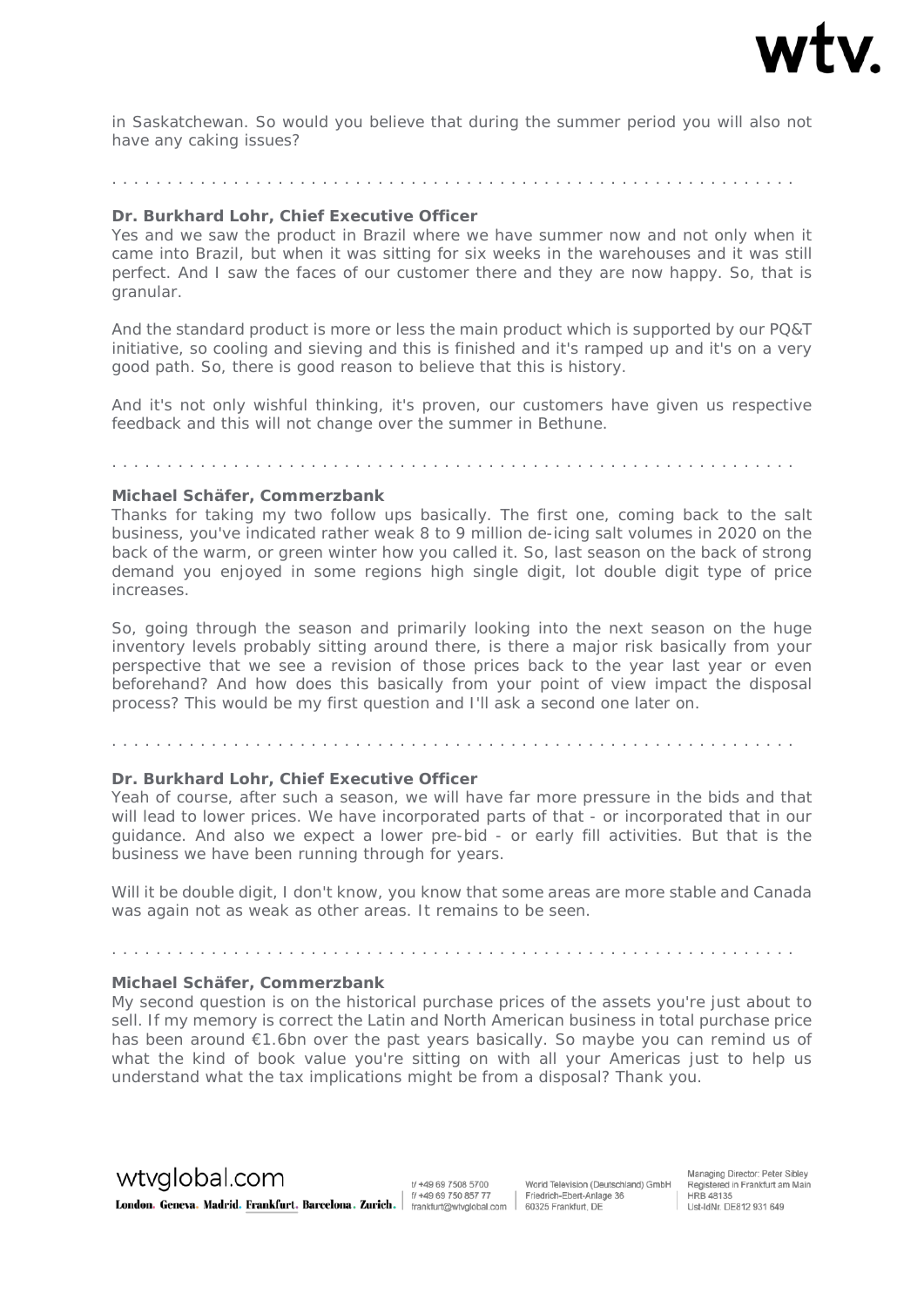in Saskatchewan. So would you believe that during the summer period you will also not have any caking issues?

. . . . . . . . . . . . . . . . . . . . . . . . . . . . . . . . . . . . . . . . . . . . . . . . . . . . . . . . . . . . . .

**Dr. Burkhard Lohr, Chief Executive Officer**

Yes and we saw the product in Brazil where we have summer now and not only when it came into Brazil, but when it was sitting for six weeks in the warehouses and it was still perfect. And I saw the faces of our customer there and they are now happy. So, that is granular.

And the standard product is more or less the main product which is supported by our PQ&T initiative, so cooling and sieving and this is finished and it's ramped up and it's on a very good path. So, there is good reason to believe that this is history.

And it's not only wishful thinking, it's proven, our customers have given us respective feedback and this will not change over the summer in Bethune.

. . . . . . . . . . . . . . . . . . . . . . . . . . . . . . . . . . . . . . . . . . . . . . . . . . . . . . . . . . . . . .

**Michael Schäfer, Commerzbank**

Thanks for taking my two follow ups basically. The first one, coming back to the salt business, you've indicated rather weak 8 to 9 million de-icing salt volumes in 2020 on the back of the warm, or green winter how you called it. So, last season on the back of strong demand you enjoyed in some regions high single digit, lot double digit type of price increases.

So, going through the season and primarily looking into the next season on the huge inventory levels probably sitting around there, is there a major risk basically from your perspective that we see a revision of those prices back to the year last year or even beforehand? And how does this basically from your point of view impact the disposal process? This would be my first question and I'll ask a second one later on.

. . . . . . . . . . . . . . . . . . . . . . . . . . . . . . . . . . . . . . . . . . . . . . . . . . . . . . . . . . . . . .

**Dr. Burkhard Lohr, Chief Executive Officer**

Yeah of course, after such a season, we will have far more pressure in the bids and that will lead to lower prices. We have incorporated parts of that - or incorporated that in our guidance. And also we expect a lower pre-bid - or early fill activities. But that is the business we have been running through for years.

Will it be double digit, I don't know, you know that some areas are more stable and Canada was again not as weak as other areas. It remains to be seen.

. . . . . . . . . . . . . . . . . . . . . . . . . . . . . . . . . . . . . . . . . . . . . . . . . . . . . . . . . . . . . .

**Michael Schäfer, Commerzbank**

My second question is on the historical purchase prices of the assets you're just about to sell. If my memory is correct the Latin and North American business in total purchase price has been around €1.6bn over the past years basically. So maybe you can remind us of what the kind of book value you're sitting on with all your Americas just to help us understand what the tax implications might be from a disposal? Thank you.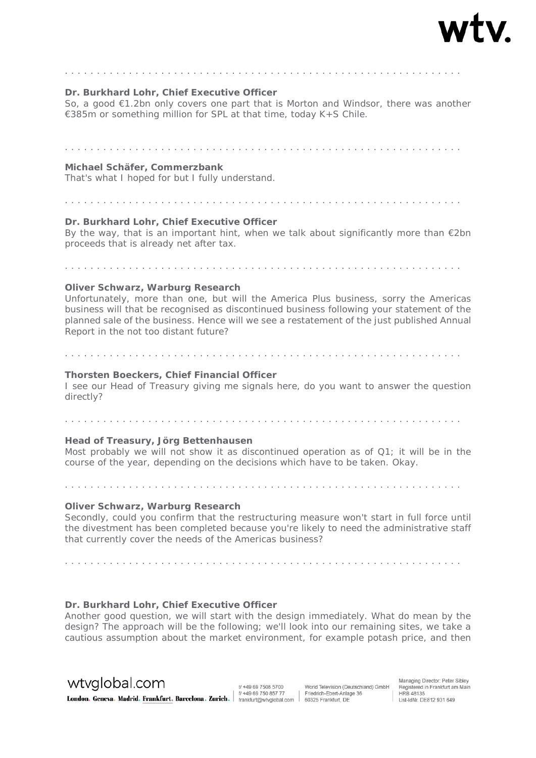. . . . . . . . . . . . . . . . . . . . . . . . . . . . . . . . . . . . . . . . . . . . . . . . . . . . . . . . . . . .

**Dr. Burkhard Lohr, Chief Executive Officer**
So, a good €1.2bn only covers one part that is Morton and Windsor, there was another €385m or something million for SPL at that time, today K+S Chile.

. . . . . . . . . . . . . . . . . . . . . . . . . . . . . . . . . . . . . . . . . . . . . . . . . . . . . . . . . . . .

**Michael Schäfer, Commerzbank**
That's what I hoped for but I fully understand.

. . . . . . . . . . . . . . . . . . . . . . . . . . . . . . . . . . . . . . . . . . . . . . . . . . . . . . . . . . . .

**Dr. Burkhard Lohr, Chief Executive Officer**
By the way, that is an important hint, when we talk about significantly more than €2bn proceeds that is already net after tax.

. . . . . . . . . . . . . . . . . . . . . . . . . . . . . . . . . . . . . . . . . . . . . . . . . . . . . . . . . . . .

**Oliver Schwarz, Warburg Research**
Unfortunately, more than one, but will the America Plus business, sorry the Americas business will that be recognised as discontinued business following your statement of the planned sale of the business. Hence will we see a restatement of the just published Annual Report in the not too distant future?

. . . . . . . . . . . . . . . . . . . . . . . . . . . . . . . . . . . . . . . . . . . . . . . . . . . . . . . . . . . .

**Thorsten Boeckers, Chief Financial Officer**
I see our Head of Treasury giving me signals here, do you want to answer the question directly?

. . . . . . . . . . . . . . . . . . . . . . . . . . . . . . . . . . . . . . . . . . . . . . . . . . . . . . . . . . . .

**Head of Treasury, Jörg Bettenhausen**
Most probably we will not show it as discontinued operation as of Q1; it will be in the course of the year, depending on the decisions which have to be taken. Okay.

. . . . . . . . . . . . . . . . . . . . . . . . . . . . . . . . . . . . . . . . . . . . . . . . . . . . . . . . . . . .

**Oliver Schwarz, Warburg Research**
Secondly, could you confirm that the restructuring measure won't start in full force until the divestment has been completed because you're likely to need the administrative staff that currently cover the needs of the Americas business?

. . . . . . . . . . . . . . . . . . . . . . . . . . . . . . . . . . . . . . . . . . . . . . . . . . . . . . . . . . . .

**Dr. Burkhard Lohr, Chief Executive Officer**
Another good question, we will start with the design immediately. What do mean by the design? The approach will be the following; we'll look into our remaining sites, we take a cautious assumption about the market environment, for example potash price, and then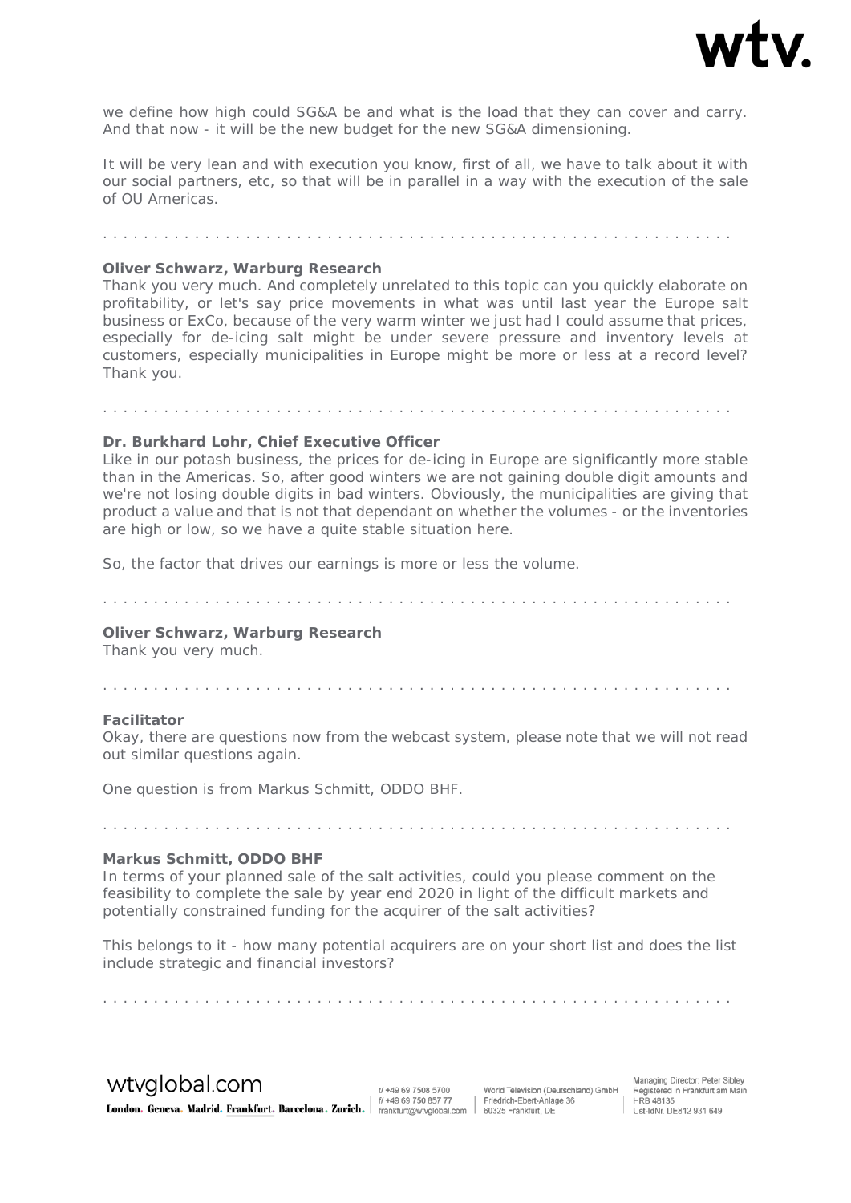we define how high could SG&A be and what is the load that they can cover and carry. And that now - it will be the new budget for the new SG&A dimensioning.

It will be very lean and with execution you know, first of all, we have to talk about it with our social partners, etc, so that will be in parallel in a way with the execution of the sale of OU Americas.

. . . . . . . . . . . . . . . . . . . . . . . . . . . . . . . . . . . . . . . . . . . . . . . . . . . . . . . . . . . . .

**Oliver Schwarz, Warburg Research**

Thank you very much. And completely unrelated to this topic can you quickly elaborate on profitability, or let's say price movements in what was until last year the Europe salt business or ExCo, because of the very warm winter we just had I could assume that prices, especially for de-icing salt might be under severe pressure and inventory levels at customers, especially municipalities in Europe might be more or less at a record level? Thank you.

. . . . . . . . . . . . . . . . . . . . . . . . . . . . . . . . . . . . . . . . . . . . . . . . . . . . . . . . . . . . .

**Dr. Burkhard Lohr, Chief Executive Officer**

Like in our potash business, the prices for de-icing in Europe are significantly more stable than in the Americas. So, after good winters we are not gaining double digit amounts and we're not losing double digits in bad winters. Obviously, the municipalities are giving that product a value and that is not that dependant on whether the volumes - or the inventories are high or low, so we have a quite stable situation here.

So, the factor that drives our earnings is more or less the volume.

. . . . . . . . . . . . . . . . . . . . . . . . . . . . . . . . . . . . . . . . . . . . . . . . . . . . . . . . . . . . .

**Oliver Schwarz, Warburg Research**

Thank you very much.

. . . . . . . . . . . . . . . . . . . . . . . . . . . . . . . . . . . . . . . . . . . . . . . . . . . . . . . . . . . . .

**Facilitator**

Okay, there are questions now from the webcast system, please note that we will not read out similar questions again.

One question is from Markus Schmitt, ODDO BHF.

. . . . . . . . . . . . . . . . . . . . . . . . . . . . . . . . . . . . . . . . . . . . . . . . . . . . . . . . . . . . .

**Markus Schmitt, ODDO BHF**

In terms of your planned sale of the salt activities, could you please comment on the feasibility to complete the sale by year end 2020 in light of the difficult markets and potentially constrained funding for the acquirer of the salt activities?

This belongs to it - how many potential acquirers are on your short list and does the list include strategic and financial investors?

. . . . . . . . . . . . . . . . . . . . . . . . . . . . . . . . . . . . . . . . . . . . . . . . . . . . . . . . . . . . .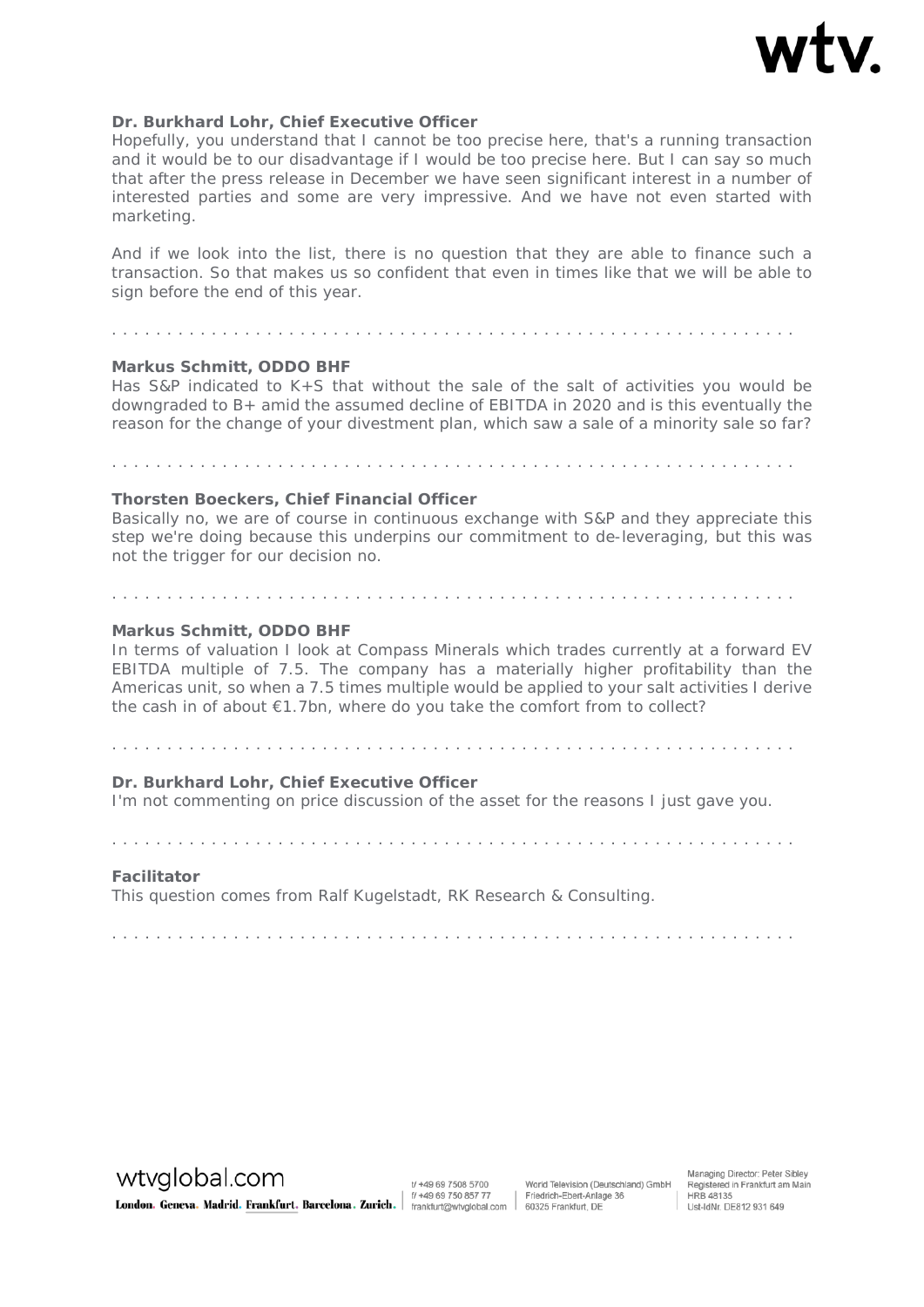**Dr. Burkhard Lohr, Chief Executive Officer**
Hopefully, you understand that I cannot be too precise here, that's a running transaction and it would be to our disadvantage if I would be too precise here. But I can say so much that after the press release in December we have seen significant interest in a number of interested parties and some are very impressive. And we have not even started with marketing.

And if we look into the list, there is no question that they are able to finance such a transaction. So that makes us so confident that even in times like that we will be able to sign before the end of this year.

. . . . . . . . . . . . . . . . . . . . . . . . . . . . . . . . . . . . . . . . . . . . . . . . . . . . . . . . . . .

**Markus Schmitt, ODDO BHF**
Has S&P indicated to K+S that without the sale of the salt of activities you would be downgraded to B+ amid the assumed decline of EBITDA in 2020 and is this eventually the reason for the change of your divestment plan, which saw a sale of a minority sale so far?

. . . . . . . . . . . . . . . . . . . . . . . . . . . . . . . . . . . . . . . . . . . . . . . . . . . . . . . . . . .

**Thorsten Boeckers, Chief Financial Officer**
Basically no, we are of course in continuous exchange with S&P and they appreciate this step we're doing because this underpins our commitment to de-leveraging, but this was not the trigger for our decision no.

. . . . . . . . . . . . . . . . . . . . . . . . . . . . . . . . . . . . . . . . . . . . . . . . . . . . . . . . . . .

**Markus Schmitt, ODDO BHF**
In terms of valuation I look at Compass Minerals which trades currently at a forward EV EBITDA multiple of 7.5. The company has a materially higher profitability than the Americas unit, so when a 7.5 times multiple would be applied to your salt activities I derive the cash in of about €1.7bn, where do you take the comfort from to collect?

. . . . . . . . . . . . . . . . . . . . . . . . . . . . . . . . . . . . . . . . . . . . . . . . . . . . . . . . . . .

**Dr. Burkhard Lohr, Chief Executive Officer**
I'm not commenting on price discussion of the asset for the reasons I just gave you.

. . . . . . . . . . . . . . . . . . . . . . . . . . . . . . . . . . . . . . . . . . . . . . . . . . . . . . . . . . .

**Facilitator**
This question comes from Ralf Kugelstadt, RK Research & Consulting.

. . . . . . . . . . . . . . . . . . . . . . . . . . . . . . . . . . . . . . . . . . . . . . . . . . . . . . . . . . .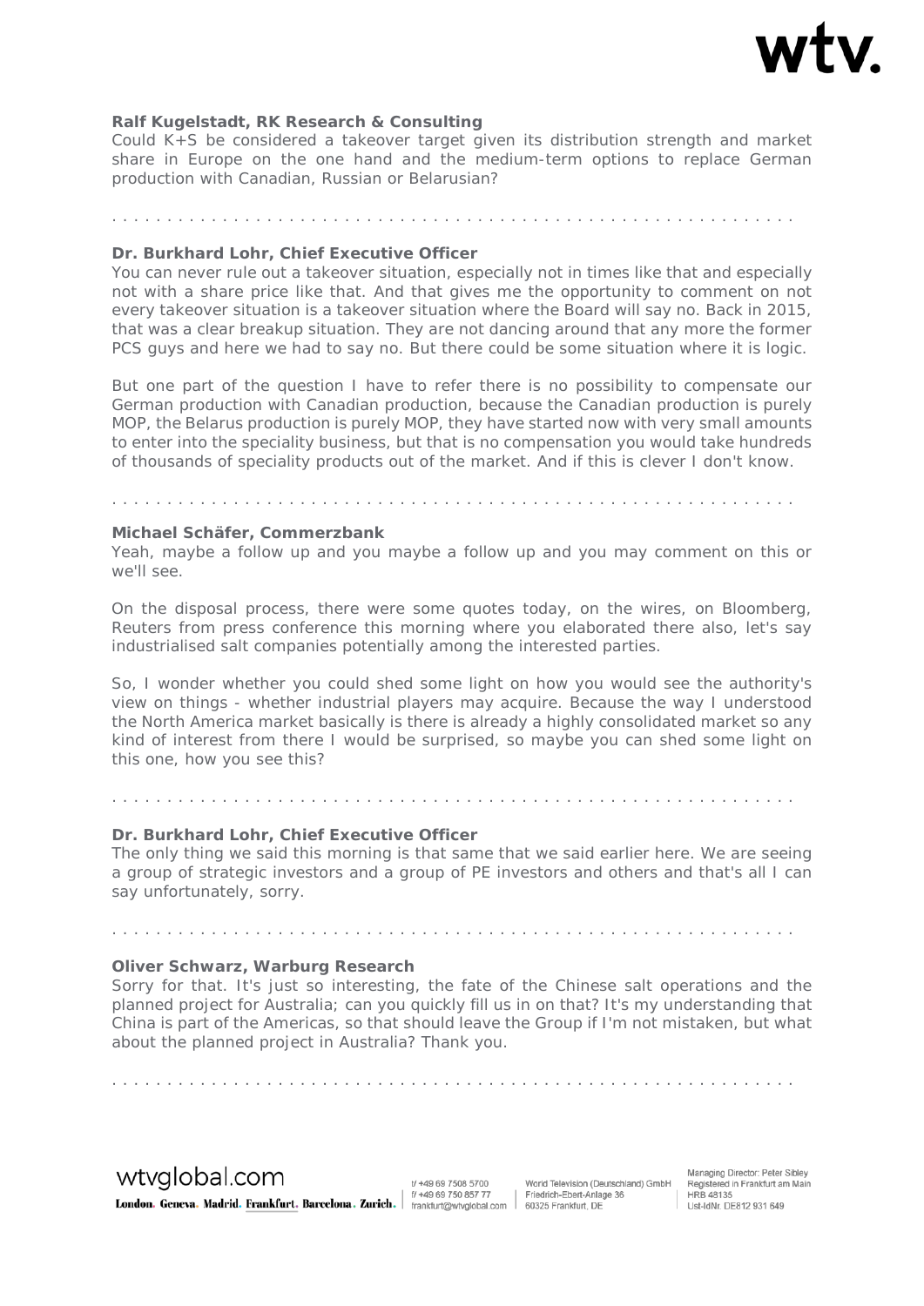**Ralf Kugelstadt, RK Research & Consulting**
Could K+S be considered a takeover target given its distribution strength and market share in Europe on the one hand and the medium-term options to replace German production with Canadian, Russian or Belarusian?

. . . . . . . . . . . . . . . . . . . . . . . . . . . . . . . . . . . . . . . . . . . . . . . . . . . . . . . . . . . . .

**Dr. Burkhard Lohr, Chief Executive Officer**
You can never rule out a takeover situation, especially not in times like that and especially not with a share price like that. And that gives me the opportunity to comment on not every takeover situation is a takeover situation where the Board will say no. Back in 2015, that was a clear breakup situation. They are not dancing around that any more the former PCS guys and here we had to say no. But there could be some situation where it is logic.

But one part of the question I have to refer there is no possibility to compensate our German production with Canadian production, because the Canadian production is purely MOP, the Belarus production is purely MOP, they have started now with very small amounts to enter into the speciality business, but that is no compensation you would take hundreds of thousands of speciality products out of the market. And if this is clever I don't know.

. . . . . . . . . . . . . . . . . . . . . . . . . . . . . . . . . . . . . . . . . . . . . . . . . . . . . . . . . . . . .

**Michael Schäfer, Commerzbank**
Yeah, maybe a follow up and you maybe a follow up and you may comment on this or we'll see.

On the disposal process, there were some quotes today, on the wires, on Bloomberg, Reuters from press conference this morning where you elaborated there also, let's say industrialised salt companies potentially among the interested parties.

So, I wonder whether you could shed some light on how you would see the authority's view on things - whether industrial players may acquire. Because the way I understood the North America market basically is there is already a highly consolidated market so any kind of interest from there I would be surprised, so maybe you can shed some light on this one, how you see this?

. . . . . . . . . . . . . . . . . . . . . . . . . . . . . . . . . . . . . . . . . . . . . . . . . . . . . . . . . . . . .

**Dr. Burkhard Lohr, Chief Executive Officer**
The only thing we said this morning is that same that we said earlier here. We are seeing a group of strategic investors and a group of PE investors and others and that's all I can say unfortunately, sorry.

. . . . . . . . . . . . . . . . . . . . . . . . . . . . . . . . . . . . . . . . . . . . . . . . . . . . . . . . . . . . .

**Oliver Schwarz, Warburg Research**
Sorry for that. It's just so interesting, the fate of the Chinese salt operations and the planned project for Australia; can you quickly fill us in on that? It's my understanding that China is part of the Americas, so that should leave the Group if I'm not mistaken, but what about the planned project in Australia? Thank you.

. . . . . . . . . . . . . . . . . . . . . . . . . . . . . . . . . . . . . . . . . . . . . . . . . . . . . . . . . . . . .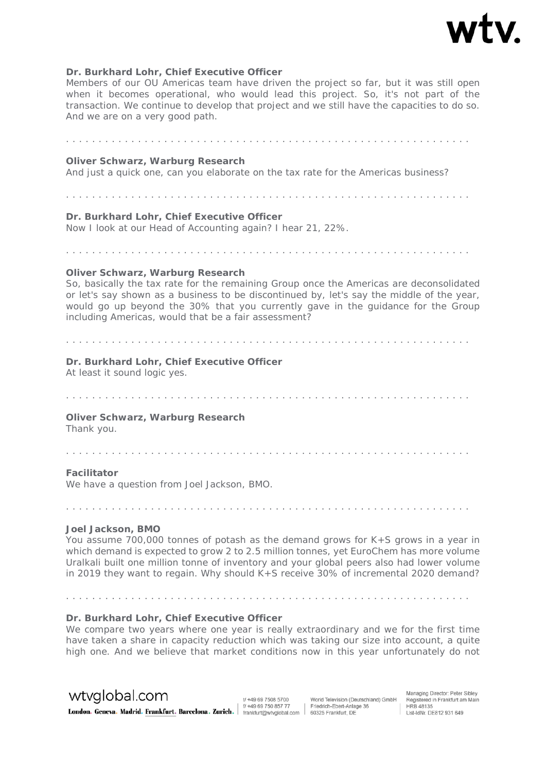**Dr. Burkhard Lohr, Chief Executive Officer**
Members of our OU Americas team have driven the project so far, but it was still open when it becomes operational, who would lead this project. So, it's not part of the transaction. We continue to develop that project and we still have the capacities to do so. And we are on a very good path.

. . . . . . . . . . . . . . . . . . . . . . . . . . . . . . . . . . . . . . . . . . . . . . . . . . . . . . . . . . . . .

**Oliver Schwarz, Warburg Research**
And just a quick one, can you elaborate on the tax rate for the Americas business?

. . . . . . . . . . . . . . . . . . . . . . . . . . . . . . . . . . . . . . . . . . . . . . . . . . . . . . . . . . . . .

**Dr. Burkhard Lohr, Chief Executive Officer**
Now I look at our Head of Accounting again? I hear 21, 22%.

. . . . . . . . . . . . . . . . . . . . . . . . . . . . . . . . . . . . . . . . . . . . . . . . . . . . . . . . . . . . .

**Oliver Schwarz, Warburg Research**
So, basically the tax rate for the remaining Group once the Americas are deconsolidated or let's say shown as a business to be discontinued by, let's say the middle of the year, would go up beyond the 30% that you currently gave in the guidance for the Group including Americas, would that be a fair assessment?

. . . . . . . . . . . . . . . . . . . . . . . . . . . . . . . . . . . . . . . . . . . . . . . . . . . . . . . . . . . . .

**Dr. Burkhard Lohr, Chief Executive Officer**
At least it sound logic yes.

. . . . . . . . . . . . . . . . . . . . . . . . . . . . . . . . . . . . . . . . . . . . . . . . . . . . . . . . . . . . .

**Oliver Schwarz, Warburg Research**
Thank you.

. . . . . . . . . . . . . . . . . . . . . . . . . . . . . . . . . . . . . . . . . . . . . . . . . . . . . . . . . . . . .

**Facilitator**
We have a question from Joel Jackson, BMO.

. . . . . . . . . . . . . . . . . . . . . . . . . . . . . . . . . . . . . . . . . . . . . . . . . . . . . . . . . . . . .

**Joel Jackson, BMO**
You assume 700,000 tonnes of potash as the demand grows for K+S grows in a year in which demand is expected to grow 2 to 2.5 million tonnes, yet EuroChem has more volume Uralkali built one million tonne of inventory and your global peers also had lower volume in 2019 they want to regain. Why should K+S receive 30% of incremental 2020 demand?

. . . . . . . . . . . . . . . . . . . . . . . . . . . . . . . . . . . . . . . . . . . . . . . . . . . . . . . . . . . . .

**Dr. Burkhard Lohr, Chief Executive Officer**
We compare two years where one year is really extraordinary and we for the first time have taken a share in capacity reduction which was taking our size into account, a quite high one. And we believe that market conditions now in this year unfortunately do not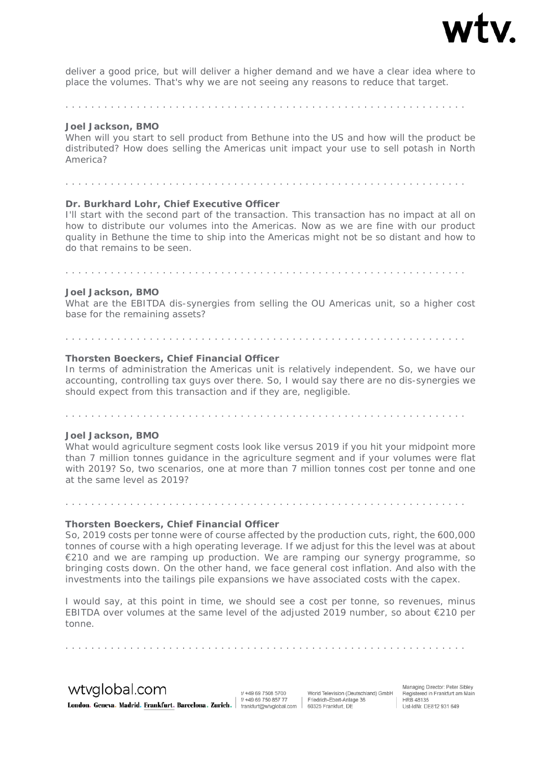deliver a good price, but will deliver a higher demand and we have a clear idea where to place the volumes. That's why we are not seeing any reasons to reduce that target.

. . . . . . . . . . . . . . . . . . . . . . . . . . . . . . . . . . . . . . . . . . . . . . . . . . . . . . . . . . . . .

**Joel Jackson, BMO**
When will you start to sell product from Bethune into the US and how will the product be distributed? How does selling the Americas unit impact your use to sell potash in North America?

. . . . . . . . . . . . . . . . . . . . . . . . . . . . . . . . . . . . . . . . . . . . . . . . . . . . . . . . . . . . .

**Dr. Burkhard Lohr, Chief Executive Officer**
I'll start with the second part of the transaction. This transaction has no impact at all on how to distribute our volumes into the Americas. Now as we are fine with our product quality in Bethune the time to ship into the Americas might not be so distant and how to do that remains to be seen.

. . . . . . . . . . . . . . . . . . . . . . . . . . . . . . . . . . . . . . . . . . . . . . . . . . . . . . . . . . . . .

**Joel Jackson, BMO**
What are the EBITDA dis-synergies from selling the OU Americas unit, so a higher cost base for the remaining assets?

. . . . . . . . . . . . . . . . . . . . . . . . . . . . . . . . . . . . . . . . . . . . . . . . . . . . . . . . . . . . .

**Thorsten Boeckers, Chief Financial Officer**
In terms of administration the Americas unit is relatively independent. So, we have our accounting, controlling tax guys over there. So, I would say there are no dis-synergies we should expect from this transaction and if they are, negligible.

. . . . . . . . . . . . . . . . . . . . . . . . . . . . . . . . . . . . . . . . . . . . . . . . . . . . . . . . . . . . .

**Joel Jackson, BMO**
What would agriculture segment costs look like versus 2019 if you hit your midpoint more than 7 million tonnes guidance in the agriculture segment and if your volumes were flat with 2019? So, two scenarios, one at more than 7 million tonnes cost per tonne and one at the same level as 2019?

. . . . . . . . . . . . . . . . . . . . . . . . . . . . . . . . . . . . . . . . . . . . . . . . . . . . . . . . . . . . .

**Thorsten Boeckers, Chief Financial Officer**
So, 2019 costs per tonne were of course affected by the production cuts, right, the 600,000 tonnes of course with a high operating leverage. If we adjust for this the level was at about €210 and we are ramping up production. We are ramping our synergy programme, so bringing costs down. On the other hand, we face general cost inflation. And also with the investments into the tailings pile expansions we have associated costs with the capex.

I would say, at this point in time, we should see a cost per tonne, so revenues, minus EBITDA over volumes at the same level of the adjusted 2019 number, so about €210 per tonne.

. . . . . . . . . . . . . . . . . . . . . . . . . . . . . . . . . . . . . . . . . . . . . . . . . . . . . . . . . . . . .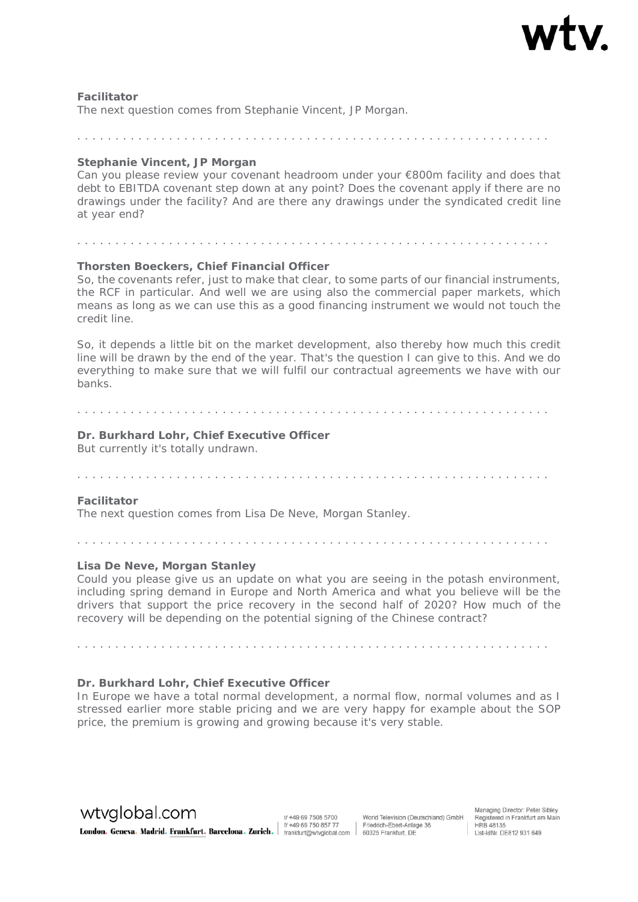**Facilitator**
The next question comes from Stephanie Vincent, JP Morgan.

. . . . . . . . . . . . . . . . . . . . . . . . . . . . . . . . . . . . . . . . . . . . . . . . . . . . . . . . . . . . . .

**Stephanie Vincent, JP Morgan**
Can you please review your covenant headroom under your €800m facility and does that debt to EBITDA covenant step down at any point? Does the covenant apply if there are no drawings under the facility? And are there any drawings under the syndicated credit line at year end?

. . . . . . . . . . . . . . . . . . . . . . . . . . . . . . . . . . . . . . . . . . . . . . . . . . . . . . . . . . . . . .

**Thorsten Boeckers, Chief Financial Officer**
So, the covenants refer, just to make that clear, to some parts of our financial instruments, the RCF in particular. And well we are using also the commercial paper markets, which means as long as we can use this as a good financing instrument we would not touch the credit line.

So, it depends a little bit on the market development, also thereby how much this credit line will be drawn by the end of the year. That's the question I can give to this. And we do everything to make sure that we will fulfil our contractual agreements we have with our banks.

. . . . . . . . . . . . . . . . . . . . . . . . . . . . . . . . . . . . . . . . . . . . . . . . . . . . . . . . . . . . . .

**Dr. Burkhard Lohr, Chief Executive Officer**
But currently it's totally undrawn.

. . . . . . . . . . . . . . . . . . . . . . . . . . . . . . . . . . . . . . . . . . . . . . . . . . . . . . . . . . . . . .

**Facilitator**
The next question comes from Lisa De Neve, Morgan Stanley.

. . . . . . . . . . . . . . . . . . . . . . . . . . . . . . . . . . . . . . . . . . . . . . . . . . . . . . . . . . . . . .

**Lisa De Neve, Morgan Stanley**
Could you please give us an update on what you are seeing in the potash environment, including spring demand in Europe and North America and what you believe will be the drivers that support the price recovery in the second half of 2020? How much of the recovery will be depending on the potential signing of the Chinese contract?

. . . . . . . . . . . . . . . . . . . . . . . . . . . . . . . . . . . . . . . . . . . . . . . . . . . . . . . . . . . . . .

**Dr. Burkhard Lohr, Chief Executive Officer**
In Europe we have a total normal development, a normal flow, normal volumes and as I stressed earlier more stable pricing and we are very happy for example about the SOP price, the premium is growing and growing because it's very stable.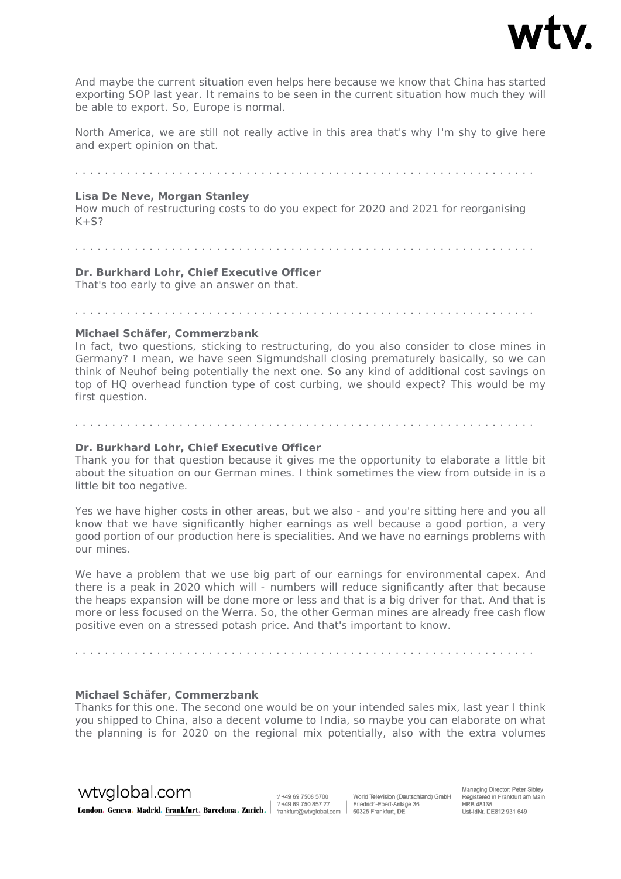And maybe the current situation even helps here because we know that China has started exporting SOP last year. It remains to be seen in the current situation how much they will be able to export. So, Europe is normal.

North America, we are still not really active in this area that's why I'm shy to give here and expert opinion on that.

. . . . . . . . . . . . . . . . . . . . . . . . . . . . . . . . . . . . . . . . . . . . . . . . . . . . . . . . . . . .

**Lisa De Neve, Morgan Stanley**
How much of restructuring costs to do you expect for 2020 and 2021 for reorganising K+S?

. . . . . . . . . . . . . . . . . . . . . . . . . . . . . . . . . . . . . . . . . . . . . . . . . . . . . . . . . . . .

**Dr. Burkhard Lohr, Chief Executive Officer**
That's too early to give an answer on that.

. . . . . . . . . . . . . . . . . . . . . . . . . . . . . . . . . . . . . . . . . . . . . . . . . . . . . . . . . . . .

**Michael Schäfer, Commerzbank**
In fact, two questions, sticking to restructuring, do you also consider to close mines in Germany? I mean, we have seen Sigmundshall closing prematurely basically, so we can think of Neuhof being potentially the next one. So any kind of additional cost savings on top of HQ overhead function type of cost curbing, we should expect? This would be my first question.

. . . . . . . . . . . . . . . . . . . . . . . . . . . . . . . . . . . . . . . . . . . . . . . . . . . . . . . . . . . .

**Dr. Burkhard Lohr, Chief Executive Officer**
Thank you for that question because it gives me the opportunity to elaborate a little bit about the situation on our German mines. I think sometimes the view from outside in is a little bit too negative.

Yes we have higher costs in other areas, but we also - and you're sitting here and you all know that we have significantly higher earnings as well because a good portion, a very good portion of our production here is specialities. And we have no earnings problems with our mines.

We have a problem that we use big part of our earnings for environmental capex. And there is a peak in 2020 which will - numbers will reduce significantly after that because the heaps expansion will be done more or less and that is a big driver for that. And that is more or less focused on the Werra. So, the other German mines are already free cash flow positive even on a stressed potash price. And that's important to know.

. . . . . . . . . . . . . . . . . . . . . . . . . . . . . . . . . . . . . . . . . . . . . . . . . . . . . . . . . . . .

**Michael Schäfer, Commerzbank**
Thanks for this one. The second one would be on your intended sales mix, last year I think you shipped to China, also a decent volume to India, so maybe you can elaborate on what the planning is for 2020 on the regional mix potentially, also with the extra volumes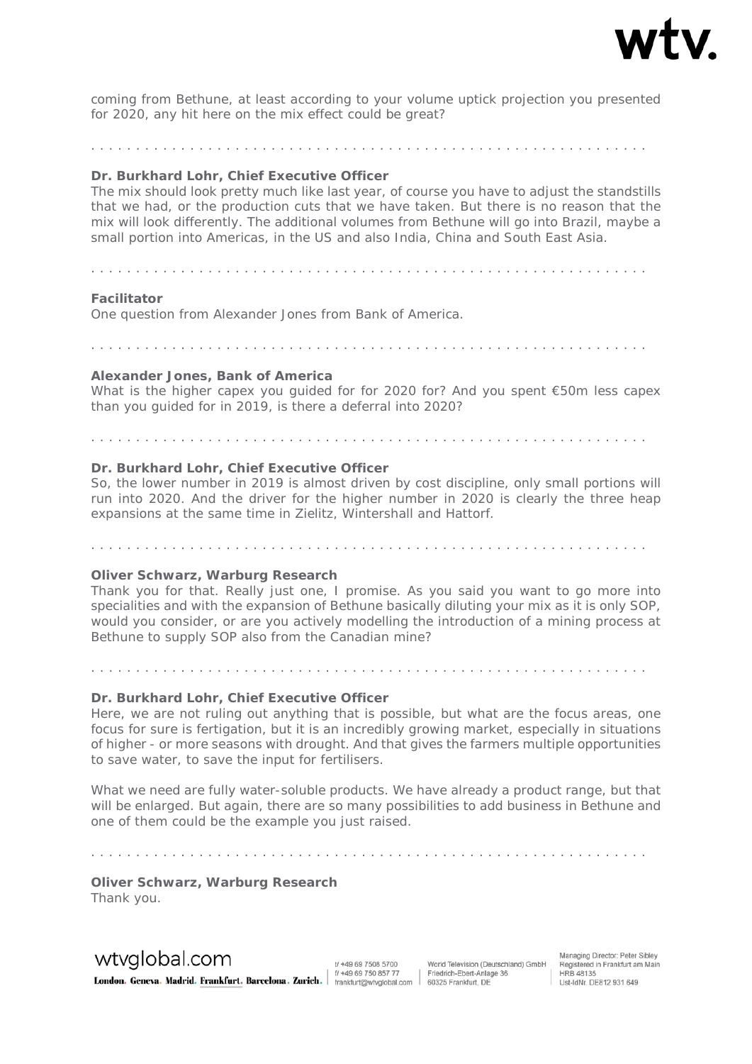coming from Bethune, at least according to your volume uptick projection you presented for 2020, any hit here on the mix effect could be great?

. . . . . . . . . . . . . . . . . . . . . . . . . . . . . . . . . . . . . . . . . . . . . . . . . . . . . . . . . . . . . .

**Dr. Burkhard Lohr, Chief Executive Officer**

The mix should look pretty much like last year, of course you have to adjust the standstills that we had, or the production cuts that we have taken. But there is no reason that the mix will look differently. The additional volumes from Bethune will go into Brazil, maybe a small portion into Americas, in the US and also India, China and South East Asia.

. . . . . . . . . . . . . . . . . . . . . . . . . . . . . . . . . . . . . . . . . . . . . . . . . . . . . . . . . . . . . .

**Facilitator**

One question from Alexander Jones from Bank of America.

. . . . . . . . . . . . . . . . . . . . . . . . . . . . . . . . . . . . . . . . . . . . . . . . . . . . . . . . . . . . . .

**Alexander Jones, Bank of America**

What is the higher capex you guided for for 2020 for? And you spent €50m less capex than you guided for in 2019, is there a deferral into 2020?

. . . . . . . . . . . . . . . . . . . . . . . . . . . . . . . . . . . . . . . . . . . . . . . . . . . . . . . . . . . . . .

**Dr. Burkhard Lohr, Chief Executive Officer**

So, the lower number in 2019 is almost driven by cost discipline, only small portions will run into 2020. And the driver for the higher number in 2020 is clearly the three heap expansions at the same time in Zielitz, Wintershall and Hattorf.

. . . . . . . . . . . . . . . . . . . . . . . . . . . . . . . . . . . . . . . . . . . . . . . . . . . . . . . . . . . . . .

**Oliver Schwarz, Warburg Research**

Thank you for that. Really just one, I promise. As you said you want to go more into specialities and with the expansion of Bethune basically diluting your mix as it is only SOP, would you consider, or are you actively modelling the introduction of a mining process at Bethune to supply SOP also from the Canadian mine?

. . . . . . . . . . . . . . . . . . . . . . . . . . . . . . . . . . . . . . . . . . . . . . . . . . . . . . . . . . . . . .

**Dr. Burkhard Lohr, Chief Executive Officer**

Here, we are not ruling out anything that is possible, but what are the focus areas, one focus for sure is fertigation, but it is an incredibly growing market, especially in situations of higher - or more seasons with drought. And that gives the farmers multiple opportunities to save water, to save the input for fertilisers.

What we need are fully water-soluble products. We have already a product range, but that will be enlarged. But again, there are so many possibilities to add business in Bethune and one of them could be the example you just raised.

. . . . . . . . . . . . . . . . . . . . . . . . . . . . . . . . . . . . . . . . . . . . . . . . . . . . . . . . . . . . . .

**Oliver Schwarz, Warburg Research**

Thank you.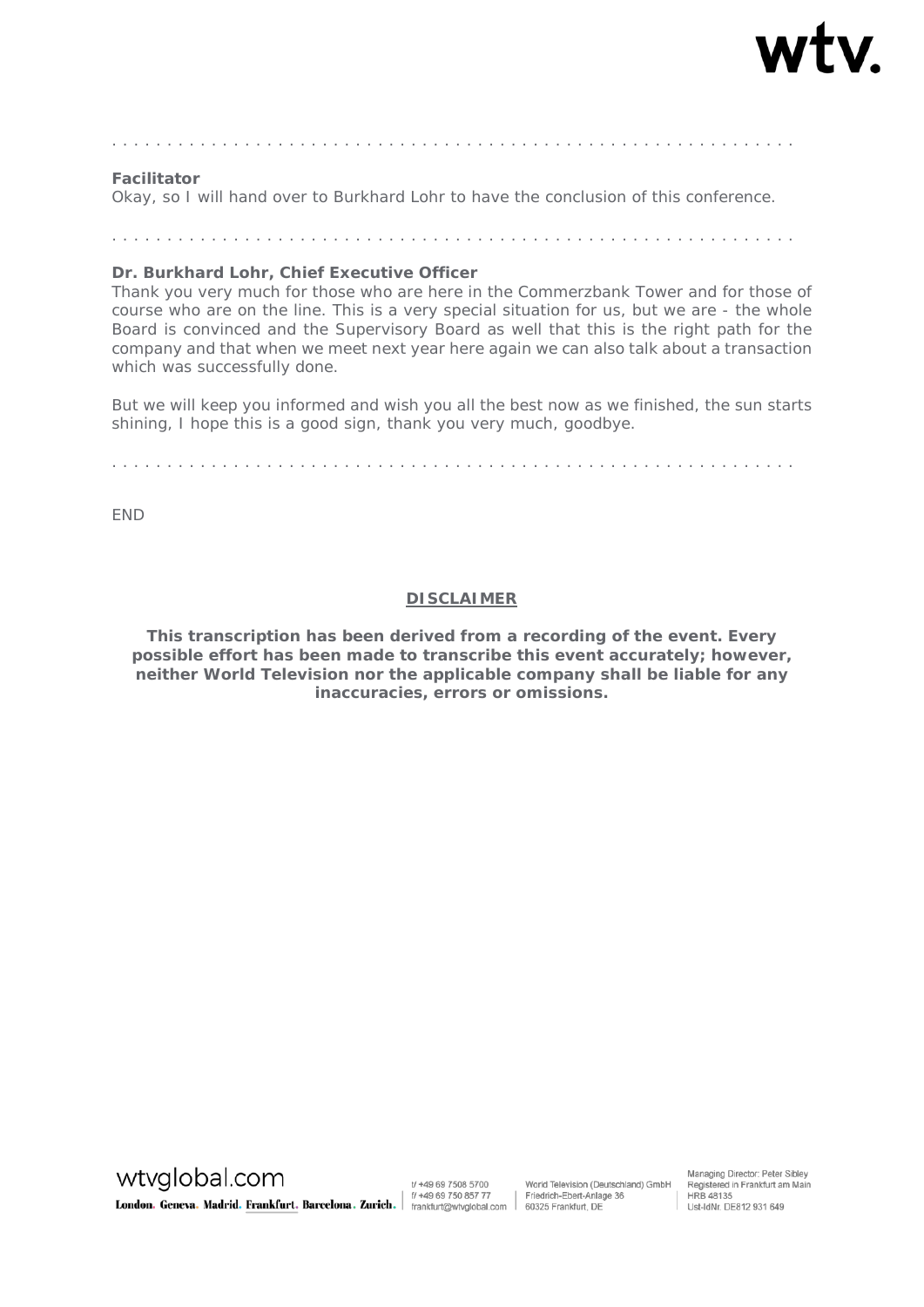**Facilitator**

Okay, so I will hand over to Burkhard Lohr to have the conclusion of this conference.

**Dr. Burkhard Lohr, Chief Executive Officer**

Thank you very much for those who are here in the Commerzbank Tower and for those of course who are on the line. This is a very special situation for us, but we are - the whole Board is convinced and the Supervisory Board as well that this is the right path for the company and that when we meet next year here again we can also talk about a transaction which was successfully done.

But we will keep you informed and wish you all the best now as we finished, the sun starts shining, I hope this is a good sign, thank you very much, goodbye.

END

**DISCLAIMER**

**This transcription has been derived from a recording of the event. Every possible effort has been made to transcribe this event accurately; however, neither World Television nor the applicable company shall be liable for any inaccuracies, errors or omissions.**